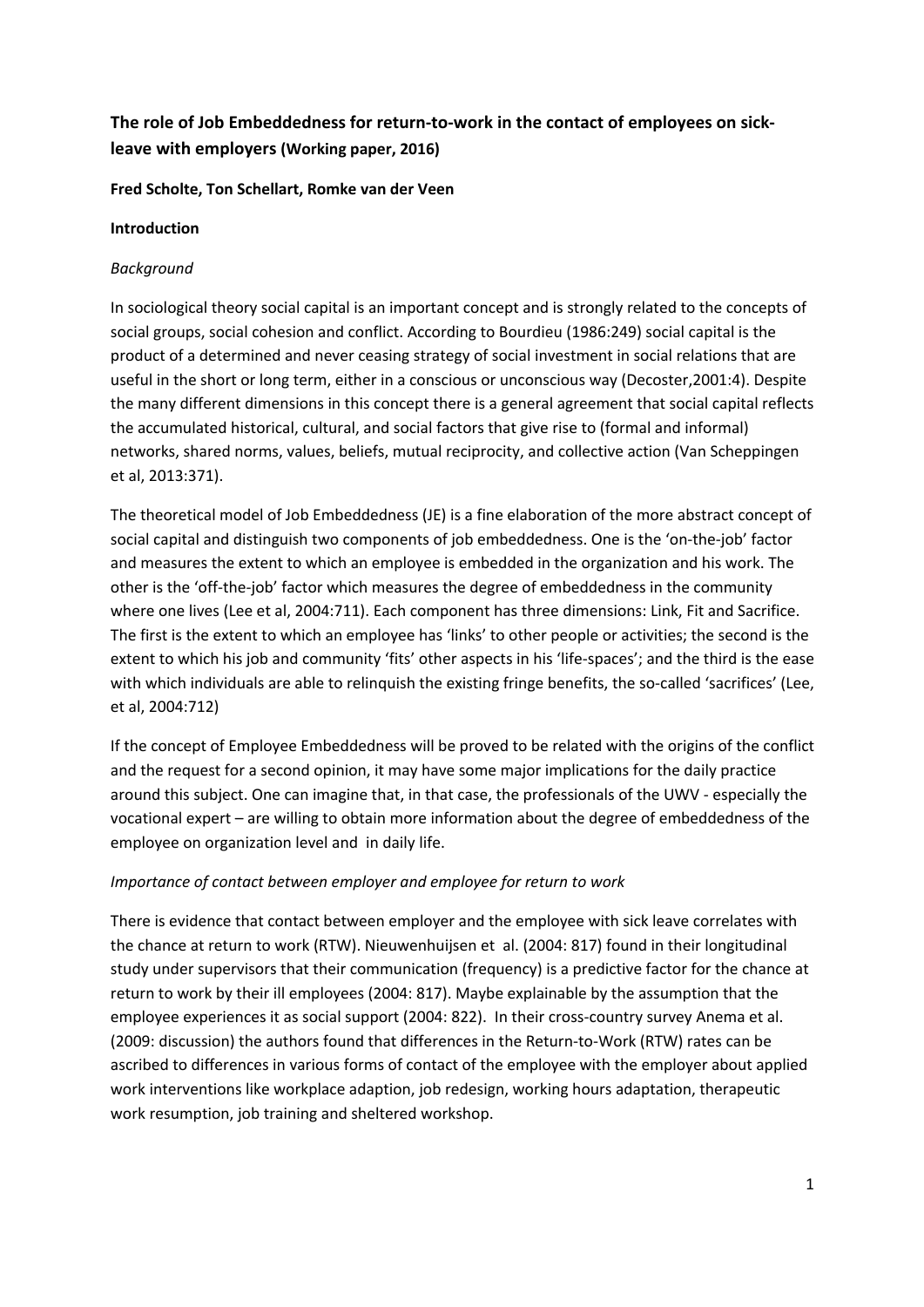**The role of Job Embeddedness for return-to-work in the contact of employees on sick-leave with employers (Working paper, 2016)**

**Fred Scholte, Ton Schellart, Romke van der Veen**

**Introduction**

*Background*

In sociological theory social capital is an important concept and is strongly related to the concepts of social groups, social cohesion and conflict. According to Bourdieu (1986:249) social capital is the product of a determined and never ceasing strategy of social investment in social relations that are useful in the short or long term, either in a conscious or unconscious way (Decoster,2001:4). Despite the many different dimensions in this concept there is a general agreement that social capital reflects the accumulated historical, cultural, and social factors that give rise to (formal and informal) networks, shared norms, values, beliefs, mutual reciprocity, and collective action (Van Scheppingen et al, 2013:371).

The theoretical model of Job Embeddedness (JE) is a fine elaboration of the more abstract concept of social capital and distinguish two components of job embeddedness. One is the 'on-the-job' factor and measures the extent to which an employee is embedded in the organization and his work. The other is the 'off-the-job' factor which measures the degree of embeddedness in the community where one lives (Lee et al, 2004:711). Each component has three dimensions: Link, Fit and Sacrifice. The first is the extent to which an employee has 'links' to other people or activities; the second is the extent to which his job and community 'fits' other aspects in his 'life-spaces'; and the third is the ease with which individuals are able to relinquish the existing fringe benefits, the so-called 'sacrifices' (Lee, et al, 2004:712)

If the concept of Employee Embeddedness will be proved to be related with the origins of the conflict and the request for a second opinion, it may have some major implications for the daily practice around this subject. One can imagine that, in that case, the professionals of the UWV - especially the vocational expert – are willing to obtain more information about the degree of embeddedness of the employee on organization level and in daily life.

*Importance of contact between employer and employee for return to work*

There is evidence that contact between employer and the employee with sick leave correlates with the chance at return to work (RTW). Nieuwenhuijsen et al. (2004: 817) found in their longitudinal study under supervisors that their communication (frequency) is a predictive factor for the chance at return to work by their ill employees (2004: 817). Maybe explainable by the assumption that the employee experiences it as social support (2004: 822). In their cross-country survey Anema et al. (2009: discussion) the authors found that differences in the Return-to-Work (RTW) rates can be ascribed to differences in various forms of contact of the employee with the employer about applied work interventions like workplace adaption, job redesign, working hours adaptation, therapeutic work resumption, job training and sheltered workshop.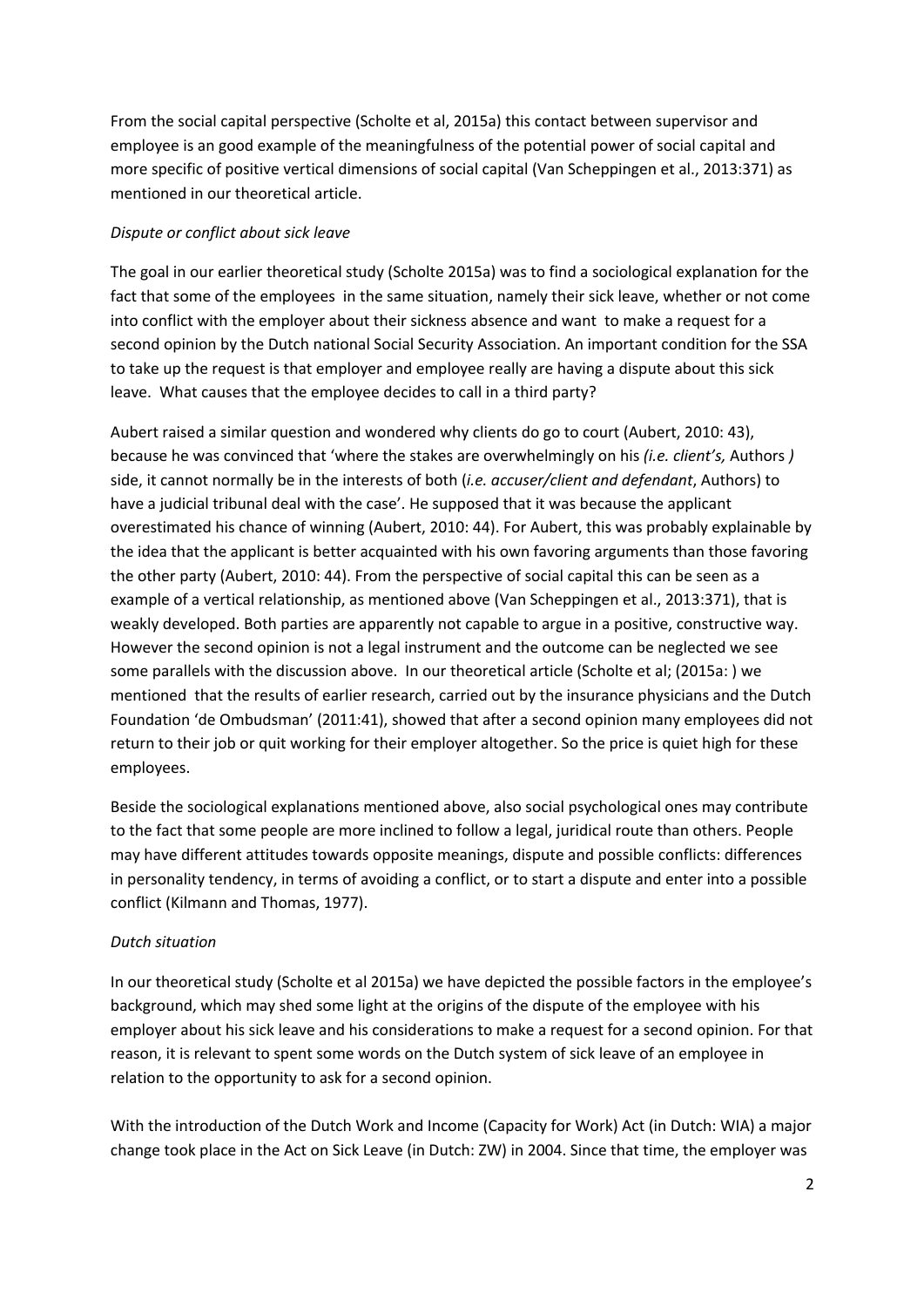From the social capital perspective (Scholte et al, 2015a) this contact between supervisor and employee is an good example of the meaningfulness of the potential power of social capital and more specific of positive vertical dimensions of social capital (Van Scheppingen et al., 2013:371) as mentioned in our theoretical article.

*Dispute or conflict about sick leave*

The goal in our earlier theoretical study (Scholte 2015a) was to find a sociological explanation for the fact that some of the employees in the same situation, namely their sick leave, whether or not come into conflict with the employer about their sickness absence and want to make a request for a second opinion by the Dutch national Social Security Association. An important condition for the SSA to take up the request is that employer and employee really are having a dispute about this sick leave. What causes that the employee decides to call in a third party?

Aubert raised a similar question and wondered why clients do go to court (Aubert, 2010: 43), because he was convinced that 'where the stakes are overwhelmingly on his *(i.e. client's,* Authors *)* side, it cannot normally be in the interests of both (*i.e. accuser/client and defendant*, Authors) to have a judicial tribunal deal with the case'. He supposed that it was because the applicant overestimated his chance of winning (Aubert, 2010: 44). For Aubert, this was probably explainable by the idea that the applicant is better acquainted with his own favoring arguments than those favoring the other party (Aubert, 2010: 44). From the perspective of social capital this can be seen as a example of a vertical relationship, as mentioned above (Van Scheppingen et al., 2013:371), that is weakly developed. Both parties are apparently not capable to argue in a positive, constructive way. However the second opinion is not a legal instrument and the outcome can be neglected we see some parallels with the discussion above. In our theoretical article (Scholte et al; (2015a: ) we mentioned that the results of earlier research, carried out by the insurance physicians and the Dutch Foundation 'de Ombudsman' (2011:41), showed that after a second opinion many employees did not return to their job or quit working for their employer altogether. So the price is quiet high for these employees.

Beside the sociological explanations mentioned above, also social psychological ones may contribute to the fact that some people are more inclined to follow a legal, juridical route than others. People may have different attitudes towards opposite meanings, dispute and possible conflicts: differences in personality tendency, in terms of avoiding a conflict, or to start a dispute and enter into a possible conflict (Kilmann and Thomas, 1977).

*Dutch situation*

In our theoretical study (Scholte et al 2015a) we have depicted the possible factors in the employee's background, which may shed some light at the origins of the dispute of the employee with his employer about his sick leave and his considerations to make a request for a second opinion. For that reason, it is relevant to spent some words on the Dutch system of sick leave of an employee in relation to the opportunity to ask for a second opinion.

With the introduction of the Dutch Work and Income (Capacity for Work) Act (in Dutch: WIA) a major change took place in the Act on Sick Leave (in Dutch: ZW) in 2004. Since that time, the employer was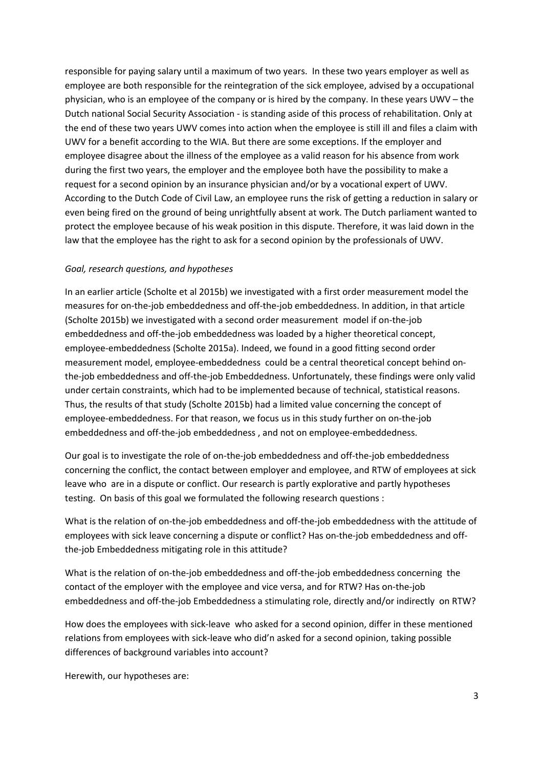responsible for paying salary until a maximum of two years. In these two years employer as well as employee are both responsible for the reintegration of the sick employee, advised by a occupational physician, who is an employee of the company or is hired by the company. In these years UWV – the Dutch national Social Security Association - is standing aside of this process of rehabilitation. Only at the end of these two years UWV comes into action when the employee is still ill and files a claim with UWV for a benefit according to the WIA. But there are some exceptions. If the employer and employee disagree about the illness of the employee as a valid reason for his absence from work during the first two years, the employer and the employee both have the possibility to make a request for a second opinion by an insurance physician and/or by a vocational expert of UWV. According to the Dutch Code of Civil Law, an employee runs the risk of getting a reduction in salary or even being fired on the ground of being unrightfully absent at work. The Dutch parliament wanted to protect the employee because of his weak position in this dispute. Therefore, it was laid down in the law that the employee has the right to ask for a second opinion by the professionals of UWV.

*Goal, research questions, and hypotheses*

In an earlier article (Scholte et al 2015b) we investigated with a first order measurement model the measures for on-the-job embeddedness and off-the-job embeddedness. In addition, in that article (Scholte 2015b) we investigated with a second order measurement model if on-the-job embeddedness and off-the-job embeddedness was loaded by a higher theoretical concept, employee-embeddedness (Scholte 2015a). Indeed, we found in a good fitting second order measurement model, employee-embeddedness could be a central theoretical concept behind on-the-job embeddedness and off-the-job Embeddedness. Unfortunately, these findings were only valid under certain constraints, which had to be implemented because of technical, statistical reasons. Thus, the results of that study (Scholte 2015b) had a limited value concerning the concept of employee-embeddedness. For that reason, we focus us in this study further on on-the-job embeddedness and off-the-job embeddedness , and not on employee-embeddedness.

Our goal is to investigate the role of on-the-job embeddedness and off-the-job embeddedness concerning the conflict, the contact between employer and employee, and RTW of employees at sick leave who are in a dispute or conflict. Our research is partly explorative and partly hypotheses testing. On basis of this goal we formulated the following research questions :

What is the relation of on-the-job embeddedness and off-the-job embeddedness with the attitude of employees with sick leave concerning a dispute or conflict? Has on-the-job embeddedness and off-the-job Embeddedness mitigating role in this attitude?

What is the relation of on-the-job embeddedness and off-the-job embeddedness concerning the contact of the employer with the employee and vice versa, and for RTW? Has on-the-job embeddedness and off-the-job Embeddedness a stimulating role, directly and/or indirectly on RTW?

How does the employees with sick-leave who asked for a second opinion, differ in these mentioned relations from employees with sick-leave who did'n asked for a second opinion, taking possible differences of background variables into account?

Herewith, our hypotheses are: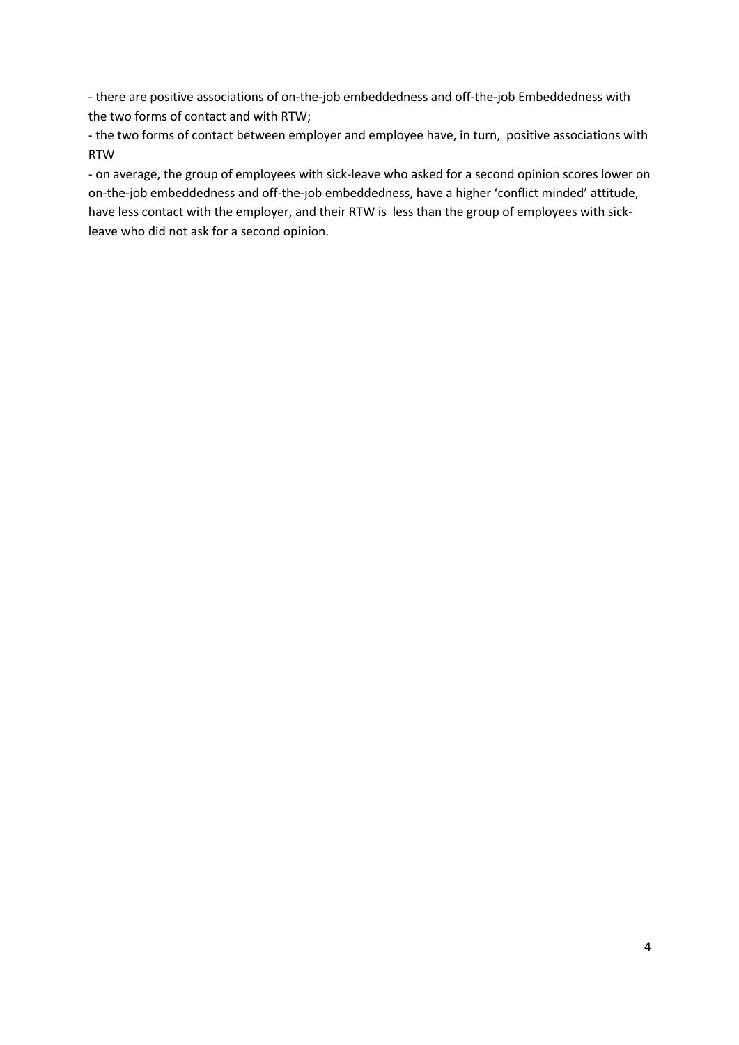- there are positive associations of on-the-job embeddedness and off-the-job Embeddedness with the two forms of contact and with RTW;
- the two forms of contact between employer and employee have, in turn, positive associations with RTW
- on average, the group of employees with sick-leave who asked for a second opinion scores lower on on-the-job embeddedness and off-the-job embeddedness, have a higher 'conflict minded' attitude, have less contact with the employer, and their RTW is less than the group of employees with sick-leave who did not ask for a second opinion.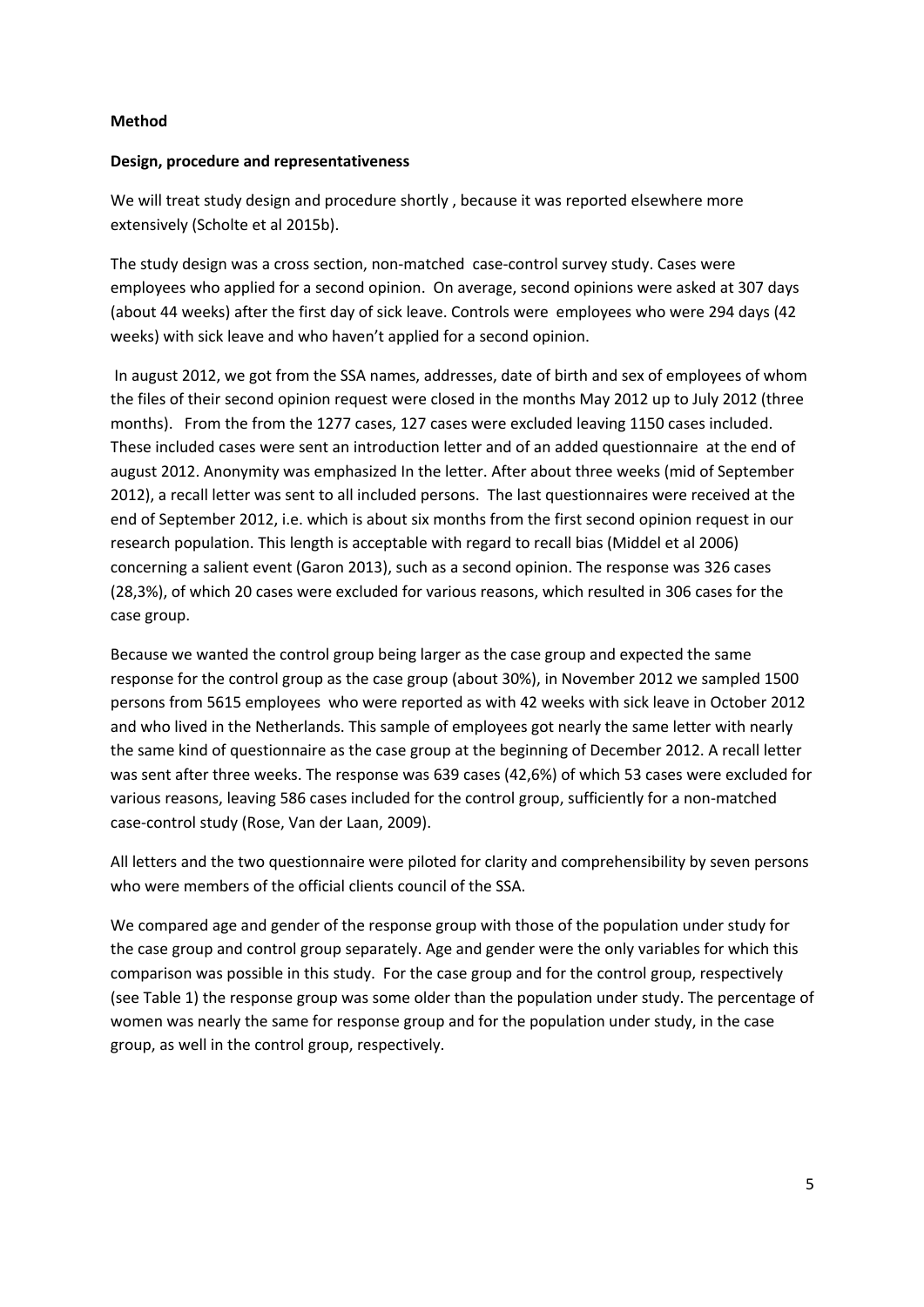**Method**

**Design, procedure and representativeness**

We will treat study design and procedure shortly , because it was reported elsewhere more extensively (Scholte et al 2015b).

The study design was a cross section, non-matched case-control survey study. Cases were employees who applied for a second opinion. On average, second opinions were asked at 307 days (about 44 weeks) after the first day of sick leave. Controls were employees who were 294 days (42 weeks) with sick leave and who haven't applied for a second opinion.

In august 2012, we got from the SSA names, addresses, date of birth and sex of employees of whom the files of their second opinion request were closed in the months May 2012 up to July 2012 (three months). From the from the 1277 cases, 127 cases were excluded leaving 1150 cases included. These included cases were sent an introduction letter and of an added questionnaire at the end of august 2012. Anonymity was emphasized In the letter. After about three weeks (mid of September 2012), a recall letter was sent to all included persons. The last questionnaires were received at the end of September 2012, i.e. which is about six months from the first second opinion request in our research population. This length is acceptable with regard to recall bias (Middel et al 2006) concerning a salient event (Garon 2013), such as a second opinion. The response was 326 cases (28,3%), of which 20 cases were excluded for various reasons, which resulted in 306 cases for the case group.

Because we wanted the control group being larger as the case group and expected the same response for the control group as the case group (about 30%), in November 2012 we sampled 1500 persons from 5615 employees who were reported as with 42 weeks with sick leave in October 2012 and who lived in the Netherlands. This sample of employees got nearly the same letter with nearly the same kind of questionnaire as the case group at the beginning of December 2012. A recall letter was sent after three weeks. The response was 639 cases (42,6%) of which 53 cases were excluded for various reasons, leaving 586 cases included for the control group, sufficiently for a non-matched case-control study (Rose, Van der Laan, 2009).

All letters and the two questionnaire were piloted for clarity and comprehensibility by seven persons who were members of the official clients council of the SSA.

We compared age and gender of the response group with those of the population under study for the case group and control group separately. Age and gender were the only variables for which this comparison was possible in this study. For the case group and for the control group, respectively (see Table 1) the response group was some older than the population under study. The percentage of women was nearly the same for response group and for the population under study, in the case group, as well in the control group, respectively.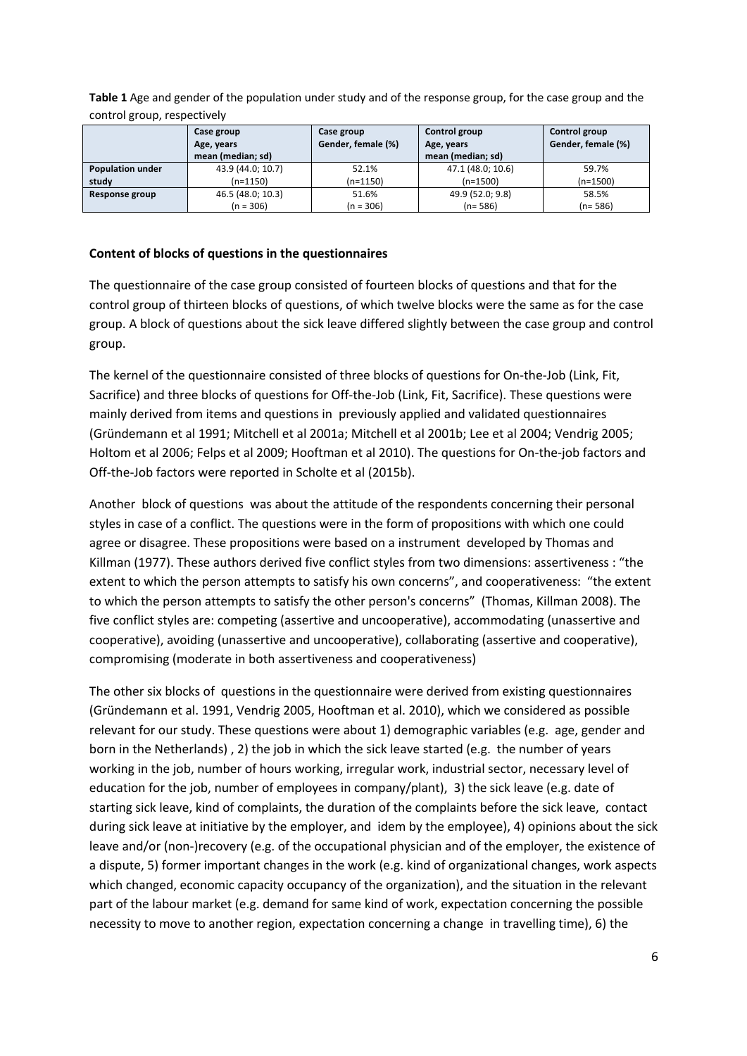**Table 1** Age and gender of the population under study and of the response group, for the case group and the control group, respectively

| | Case group Age, years mean (median; sd) | Case group Gender, female (%) | Control group Age, years mean (median; sd) | Control group Gender, female (%) |
|---|---|---|---|---|
| **Population under study** | 43.9 (44.0; 10.7) (n=1150) | 52.1% (n=1150) | 47.1 (48.0; 10.6) (n=1500) | 59.7% (n=1500) |
| **Response group** | 46.5 (48.0; 10.3) (n = 306) | 51.6% (n = 306) | 49.9 (52.0; 9.8) (n= 586) | 58.5% (n= 586) |

**Content of blocks of questions in the questionnaires**

The questionnaire of the case group consisted of fourteen blocks of questions and that for the control group of thirteen blocks of questions, of which twelve blocks were the same as for the case group. A block of questions about the sick leave differed slightly between the case group and control group.

The kernel of the questionnaire consisted of three blocks of questions for On-the-Job (Link, Fit, Sacrifice) and three blocks of questions for Off-the-Job (Link, Fit, Sacrifice). These questions were mainly derived from items and questions in previously applied and validated questionnaires (Gründemann et al 1991; Mitchell et al 2001a; Mitchell et al 2001b; Lee et al 2004; Vendrig 2005; Holtom et al 2006; Felps et al 2009; Hooftman et al 2010). The questions for On-the-job factors and Off-the-Job factors were reported in Scholte et al (2015b).

Another block of questions was about the attitude of the respondents concerning their personal styles in case of a conflict. The questions were in the form of propositions with which one could agree or disagree. These propositions were based on a instrument developed by Thomas and Killman (1977). These authors derived five conflict styles from two dimensions: assertiveness : "the extent to which the person attempts to satisfy his own concerns", and cooperativeness: "the extent to which the person attempts to satisfy the other person's concerns" (Thomas, Killman 2008). The five conflict styles are: competing (assertive and uncooperative), accommodating (unassertive and cooperative), avoiding (unassertive and uncooperative), collaborating (assertive and cooperative), compromising (moderate in both assertiveness and cooperativeness)

The other six blocks of questions in the questionnaire were derived from existing questionnaires (Gründemann et al. 1991, Vendrig 2005, Hooftman et al. 2010), which we considered as possible relevant for our study. These questions were about 1) demographic variables (e.g. age, gender and born in the Netherlands) , 2) the job in which the sick leave started (e.g. the number of years working in the job, number of hours working, irregular work, industrial sector, necessary level of education for the job, number of employees in company/plant), 3) the sick leave (e.g. date of starting sick leave, kind of complaints, the duration of the complaints before the sick leave, contact during sick leave at initiative by the employer, and idem by the employee), 4) opinions about the sick leave and/or (non-)recovery (e.g. of the occupational physician and of the employer, the existence of a dispute, 5) former important changes in the work (e.g. kind of organizational changes, work aspects which changed, economic capacity occupancy of the organization), and the situation in the relevant part of the labour market (e.g. demand for same kind of work, expectation concerning the possible necessity to move to another region, expectation concerning a change in travelling time), 6) the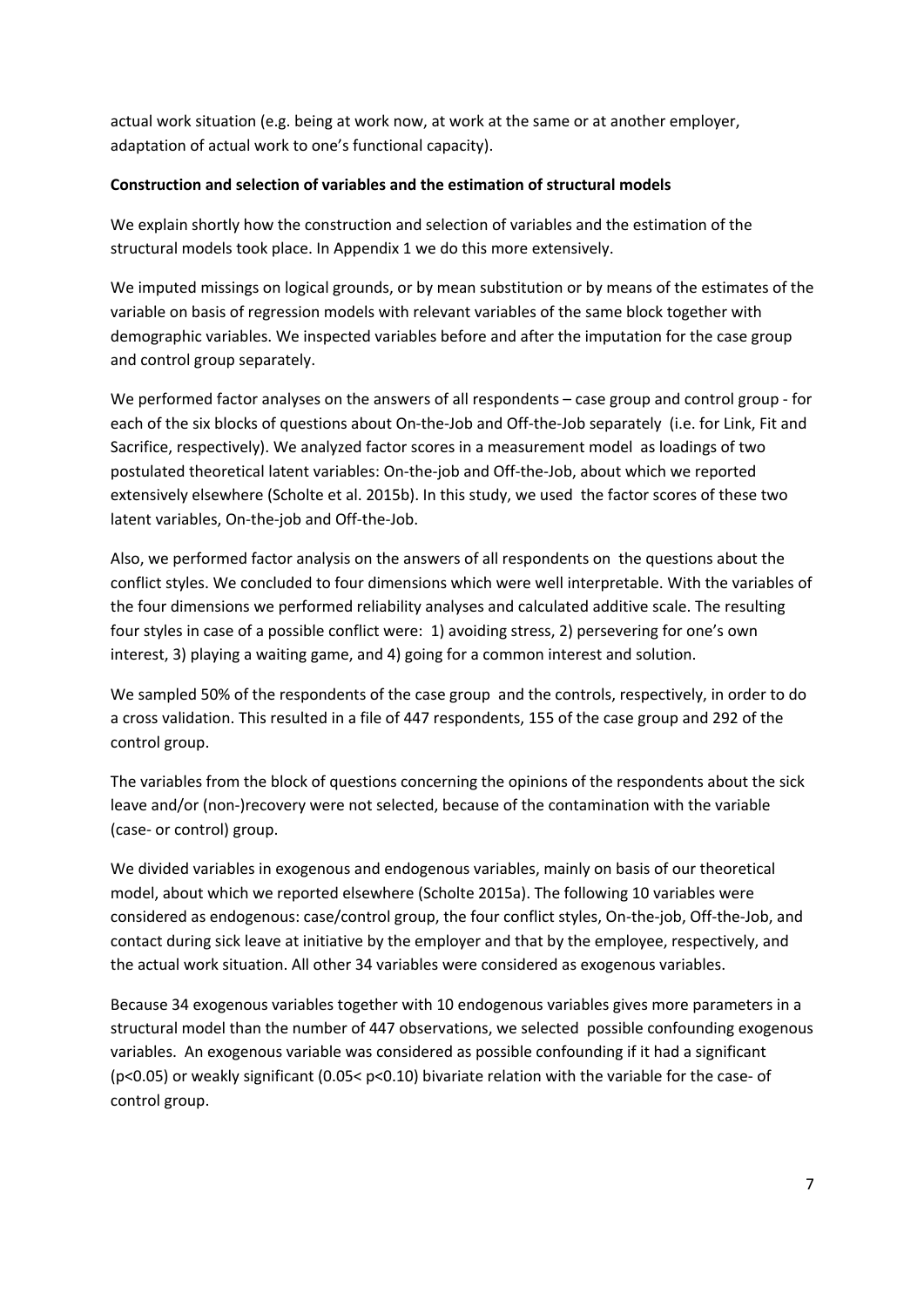actual work situation (e.g. being at work now, at work at the same or at another employer, adaptation of actual work to one's functional capacity).

**Construction and selection of variables and the estimation of structural models**

We explain shortly how the construction and selection of variables and the estimation of the structural models took place. In Appendix 1 we do this more extensively.

We imputed missings on logical grounds, or by mean substitution or by means of the estimates of the variable on basis of regression models with relevant variables of the same block together with demographic variables. We inspected variables before and after the imputation for the case group and control group separately.

We performed factor analyses on the answers of all respondents – case group and control group - for each of the six blocks of questions about On-the-Job and Off-the-Job separately (i.e. for Link, Fit and Sacrifice, respectively). We analyzed factor scores in a measurement model as loadings of two postulated theoretical latent variables: On-the-job and Off-the-Job, about which we reported extensively elsewhere (Scholte et al. 2015b). In this study, we used the factor scores of these two latent variables, On-the-job and Off-the-Job.

Also, we performed factor analysis on the answers of all respondents on the questions about the conflict styles. We concluded to four dimensions which were well interpretable. With the variables of the four dimensions we performed reliability analyses and calculated additive scale. The resulting four styles in case of a possible conflict were: 1) avoiding stress, 2) persevering for one's own interest, 3) playing a waiting game, and 4) going for a common interest and solution.

We sampled 50% of the respondents of the case group and the controls, respectively, in order to do a cross validation. This resulted in a file of 447 respondents, 155 of the case group and 292 of the control group.

The variables from the block of questions concerning the opinions of the respondents about the sick leave and/or (non-)recovery were not selected, because of the contamination with the variable (case- or control) group.

We divided variables in exogenous and endogenous variables, mainly on basis of our theoretical model, about which we reported elsewhere (Scholte 2015a). The following 10 variables were considered as endogenous: case/control group, the four conflict styles, On-the-job, Off-the-Job, and contact during sick leave at initiative by the employer and that by the employee, respectively, and the actual work situation. All other 34 variables were considered as exogenous variables.

Because 34 exogenous variables together with 10 endogenous variables gives more parameters in a structural model than the number of 447 observations, we selected possible confounding exogenous variables. An exogenous variable was considered as possible confounding if it had a significant ($p<0.05$) or weakly significant ($0.05< p<0.10$) bivariate relation with the variable for the case- of control group.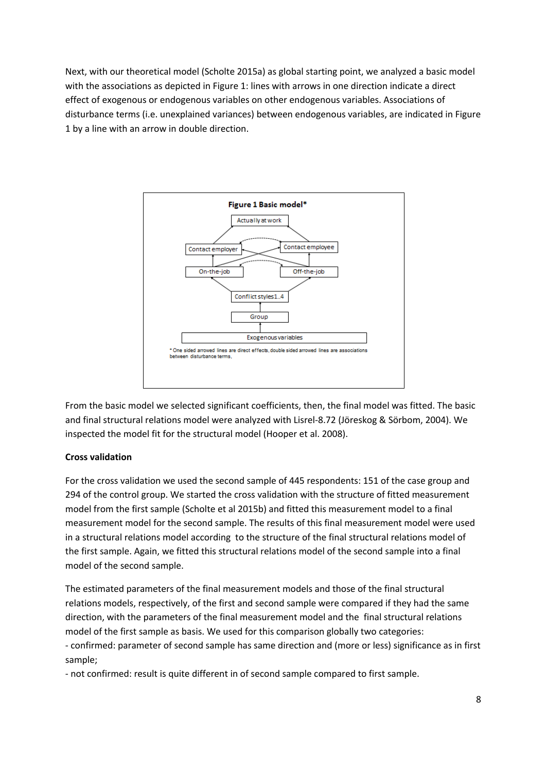Next, with our theoretical model (Scholte 2015a) as global starting point, we analyzed a basic model with the associations as depicted in Figure 1: lines with arrows in one direction indicate a direct effect of exogenous or endogenous variables on other endogenous variables. Associations of disturbance terms (i.e. unexplained variances) between endogenous variables, are indicated in Figure 1 by a line with an arrow in double direction.

**Figure 1 Basic model***

Actually at work

Contact employer — Contact employee

On-the-job — Off-the-job

Conflict styles1..4

Group

Exogenous variables

\* One sided arrowed lines are direct effects, double sided arrowed lines are associations between disturbance terms,

From the basic model we selected significant coefficients, then, the final model was fitted. The basic and final structural relations model were analyzed with Lisrel-8.72 (Jöreskog & Sörbom, 2004). We inspected the model fit for the structural model (Hooper et al. 2008).

**Cross validation**

For the cross validation we used the second sample of 445 respondents: 151 of the case group and 294 of the control group. We started the cross validation with the structure of fitted measurement model from the first sample (Scholte et al 2015b) and fitted this measurement model to a final measurement model for the second sample. The results of this final measurement model were used in a structural relations model according to the structure of the final structural relations model of the first sample. Again, we fitted this structural relations model of the second sample into a final model of the second sample.

The estimated parameters of the final measurement models and those of the final structural relations models, respectively, of the first and second sample were compared if they had the same direction, with the parameters of the final measurement model and the final structural relations model of the first sample as basis. We used for this comparison globally two categories:

- confirmed: parameter of second sample has same direction and (more or less) significance as in first sample;
- not confirmed: result is quite different in of second sample compared to first sample.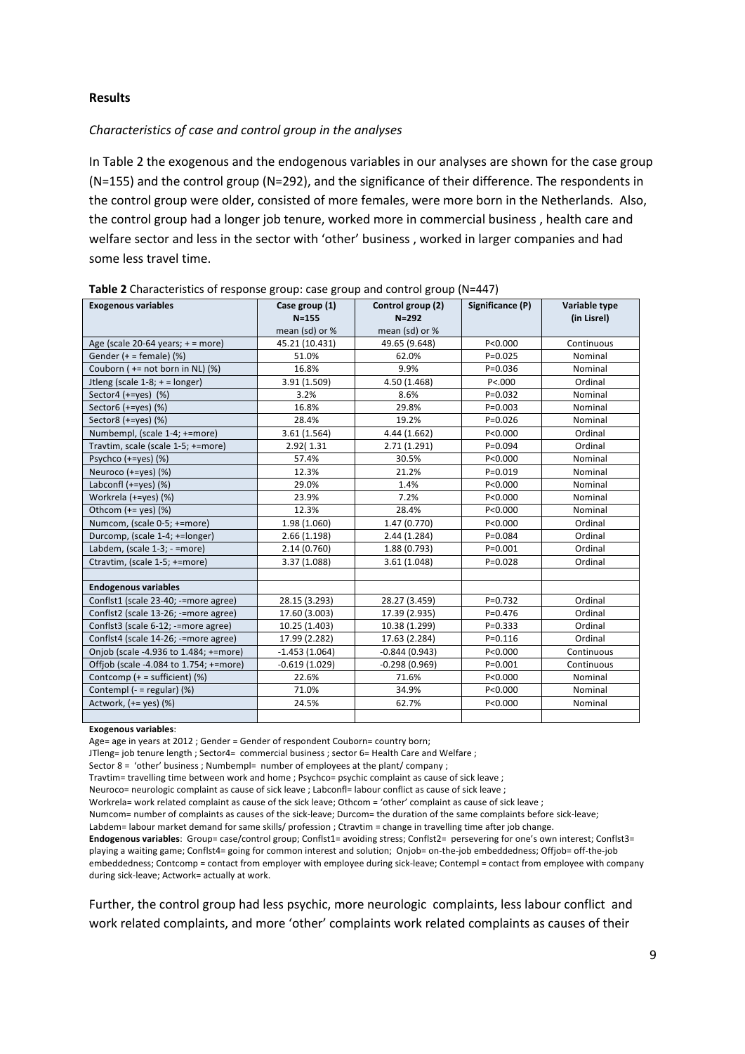## Results

### *Characteristics of case and control group in the analyses*

In Table 2 the exogenous and the endogenous variables in our analyses are shown for the case group (N=155) and the control group (N=292), and the significance of their difference. The respondents in the control group were older, consisted of more females, were more born in the Netherlands. Also, the control group had a longer job tenure, worked more in commercial business , health care and welfare sector and less in the sector with 'other' business , worked in larger companies and had some less travel time.

**Table 2** Characteristics of response group: case group and control group (N=447)

| Exogenous variables | Case group (1) N=155 mean (sd) or % | Control group (2) N=292 mean (sd) or % | Significance (P) | Variable type (in Lisrel) |
|---|---|---|---|---|
| Age (scale 20-64 years; + = more) | 45.21 (10.431) | 49.65 (9.648) | P<0.000 | Continuous |
| Gender (+ = female) (%) | 51.0% | 62.0% | P=0.025 | Nominal |
| Couborn ( += not born in NL) (%) | 16.8% | 9.9% | P=0.036 | Nominal |
| Jtleng (scale 1-8; + = longer) | 3.91 (1.509) | 4.50 (1.468) | P<.000 | Ordinal |
| Sector4 (+=yes) (%) | 3.2% | 8.6% | P=0.032 | Nominal |
| Sector6 (+=yes) (%) | 16.8% | 29.8% | P=0.003 | Nominal |
| Sector8 (+=yes) (%) | 28.4% | 19.2% | P=0.026 | Nominal |
| Numbempl, (scale 1-4; +=more) | 3.61 (1.564) | 4.44 (1.662) | P<0.000 | Ordinal |
| Travtim, scale (scale 1-5; +=more) | 2.92( 1.31 | 2.71 (1.291) | P=0.094 | Ordinal |
| Psychco (+=yes) (%) | 57.4% | 30.5% | P<0.000 | Nominal |
| Neuroco (+=yes) (%) | 12.3% | 21.2% | P=0.019 | Nominal |
| Labconfl (+=yes) (%) | 29.0% | 1.4% | P<0.000 | Nominal |
| Workrela (+=yes) (%) | 23.9% | 7.2% | P<0.000 | Nominal |
| Othcom (+= yes) (%) | 12.3% | 28.4% | P<0.000 | Nominal |
| Numcom, (scale 0-5; +=more) | 1.98 (1.060) | 1.47 (0.770) | P<0.000 | Ordinal |
| Durcomp, (scale 1-4; +=longer) | 2.66 (1.198) | 2.44 (1.284) | P=0.084 | Ordinal |
| Labdem, (scale 1-3; - =more) | 2.14 (0.760) | 1.88 (0.793) | P=0.001 | Ordinal |
| Ctravtim, (scale 1-5; +=more) | 3.37 (1.088) | 3.61 (1.048) | P=0.028 | Ordinal |
| | | | | |
| **Endogenous variables** | | | | |
| Conflst1 (scale 23-40; -=more agree) | 28.15 (3.293) | 28.27 (3.459) | P=0.732 | Ordinal |
| Conflst2 (scale 13-26; -=more agree) | 17.60 (3.003) | 17.39 (2.935) | P=0.476 | Ordinal |
| Conflst3 (scale 6-12; -=more agree) | 10.25 (1.403) | 10.38 (1.299) | P=0.333 | Ordinal |
| Conflst4 (scale 14-26; -=more agree) | 17.99 (2.282) | 17.63 (2.284) | P=0.116 | Ordinal |
| Onjob (scale -4.936 to 1.484; +=more) | -1.453 (1.064) | -0.844 (0.943) | P<0.000 | Continuous |
| Offjob (scale -4.084 to 1.754; +=more) | -0.619 (1.029) | -0.298 (0.969) | P=0.001 | Continuous |
| Contcomp (+ = sufficient) (%) | 22.6% | 71.6% | P<0.000 | Nominal |
| Contempl (- = regular) (%) | 71.0% | 34.9% | P<0.000 | Nominal |
| Actwork, (+= yes) (%) | 24.5% | 62.7% | P<0.000 | Nominal |

**Exogenous variables**:
Age= age in years at 2012 ; Gender = Gender of respondent Couborn= country born;
JTleng= job tenure length ; Sector4= commercial business ; sector 6= Health Care and Welfare ;
Sector 8 = 'other' business ; Numbempl= number of employees at the plant/ company ;
Travtim= travelling time between work and home ; Psychco= psychic complaint as cause of sick leave ;
Neuroco= neurologic complaint as cause of sick leave ; Labconfl= labour conflict as cause of sick leave ;
Workrela= work related complaint as cause of the sick leave; Othcom = 'other' complaint as cause of sick leave ;
Numcom= number of complaints as causes of the sick-leave; Durcom= the duration of the same complaints before sick-leave;
Labdem= labour market demand for same skills/ profession ; Ctravtim = change in travelling time after job change.
**Endogenous variables**: Group= case/control group; Conflst1= avoiding stress; Conflst2= persevering for one's own interest; Conflst3= playing a waiting game; Conflst4= going for common interest and solution; Onjob= on-the-job embeddedness; Offjob= off-the-job embeddedness; Contcomp = contact from employer with employee during sick-leave; Contempl = contact from employee with company during sick-leave; Actwork= actually at work.

Further, the control group had less psychic, more neurologic complaints, less labour conflict and work related complaints, and more 'other' complaints work related complaints as causes of their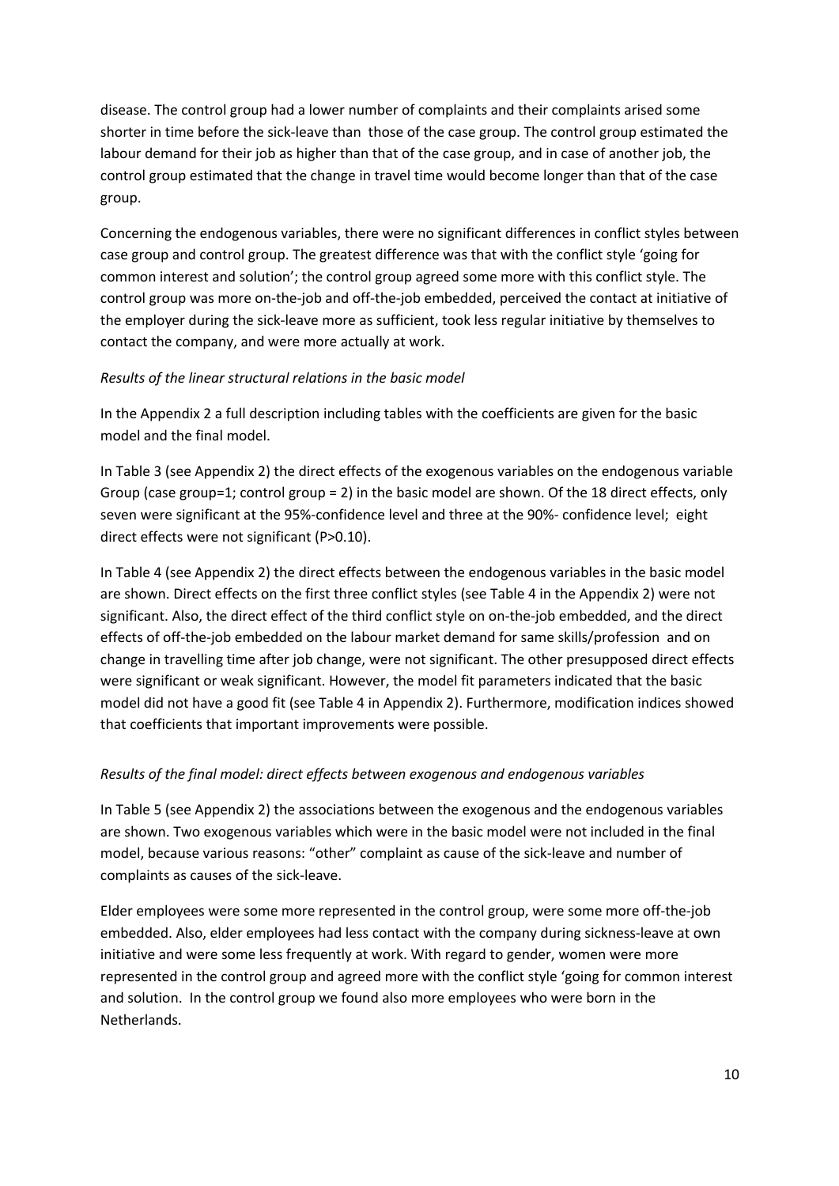disease. The control group had a lower number of complaints and their complaints arised some shorter in time before the sick-leave than  those of the case group. The control group estimated the labour demand for their job as higher than that of the case group, and in case of another job, the control group estimated that the change in travel time would become longer than that of the case group.

Concerning the endogenous variables, there were no significant differences in conflict styles between case group and control group. The greatest difference was that with the conflict style 'going for common interest and solution'; the control group agreed some more with this conflict style. The control group was more on-the-job and off-the-job embedded, perceived the contact at initiative of the employer during the sick-leave more as sufficient, took less regular initiative by themselves to contact the company, and were more actually at work.

*Results of the linear structural relations in the basic model*

In the Appendix 2 a full description including tables with the coefficients are given for the basic model and the final model.

In Table 3 (see Appendix 2) the direct effects of the exogenous variables on the endogenous variable Group (case group=1; control group = 2) in the basic model are shown. Of the 18 direct effects, only seven were significant at the 95%-confidence level and three at the 90%- confidence level;  eight direct effects were not significant (P>0.10).

In Table 4 (see Appendix 2) the direct effects between the endogenous variables in the basic model are shown. Direct effects on the first three conflict styles (see Table 4 in the Appendix 2) were not significant. Also, the direct effect of the third conflict style on on-the-job embedded, and the direct effects of off-the-job embedded on the labour market demand for same skills/profession  and on change in travelling time after job change, were not significant. The other presupposed direct effects were significant or weak significant. However, the model fit parameters indicated that the basic model did not have a good fit (see Table 4 in Appendix 2). Furthermore, modification indices showed that coefficients that important improvements were possible.

*Results of the final model: direct effects between exogenous and endogenous variables*

In Table 5 (see Appendix 2) the associations between the exogenous and the endogenous variables are shown. Two exogenous variables which were in the basic model were not included in the final model, because various reasons: "other" complaint as cause of the sick-leave and number of complaints as causes of the sick-leave.

Elder employees were some more represented in the control group, were some more off-the-job embedded. Also, elder employees had less contact with the company during sickness-leave at own initiative and were some less frequently at work. With regard to gender, women were more represented in the control group and agreed more with the conflict style 'going for common interest and solution.  In the control group we found also more employees who were born in the Netherlands.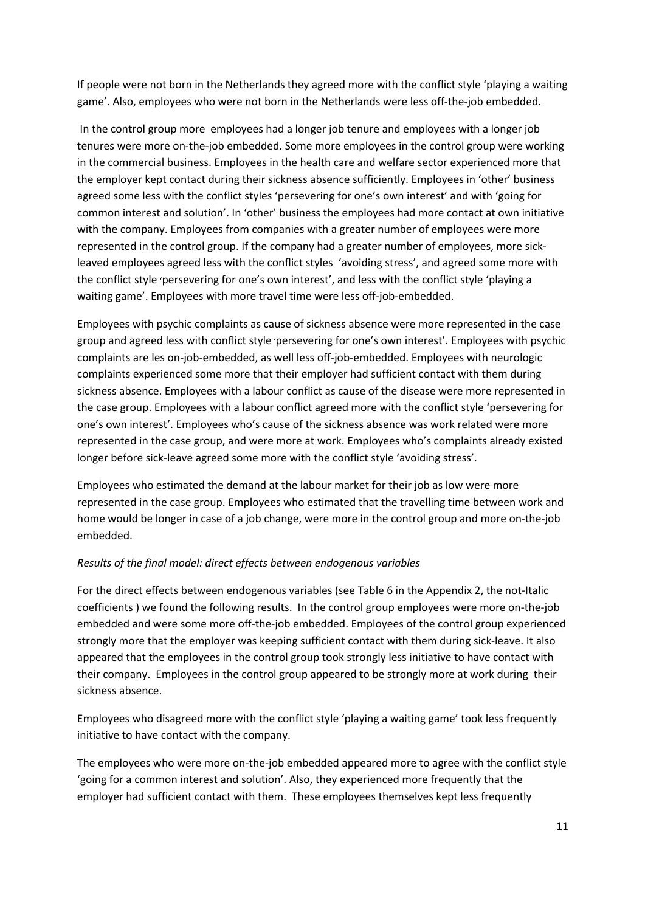If people were not born in the Netherlands they agreed more with the conflict style 'playing a waiting game'. Also, employees who were not born in the Netherlands were less off-the-job embedded.

In the control group more employees had a longer job tenure and employees with a longer job tenures were more on-the-job embedded. Some more employees in the control group were working in the commercial business. Employees in the health care and welfare sector experienced more that the employer kept contact during their sickness absence sufficiently. Employees in 'other' business agreed some less with the conflict styles 'persevering for one's own interest' and with 'going for common interest and solution'. In 'other' business the employees had more contact at own initiative with the company. Employees from companies with a greater number of employees were more represented in the control group. If the company had a greater number of employees, more sick-leaved employees agreed less with the conflict styles 'avoiding stress', and agreed some more with the conflict style 'persevering for one's own interest', and less with the conflict style 'playing a waiting game'. Employees with more travel time were less off-job-embedded.

Employees with psychic complaints as cause of sickness absence were more represented in the case group and agreed less with conflict style 'persevering for one's own interest'. Employees with psychic complaints are les on-job-embedded, as well less off-job-embedded. Employees with neurologic complaints experienced some more that their employer had sufficient contact with them during sickness absence. Employees with a labour conflict as cause of the disease were more represented in the case group. Employees with a labour conflict agreed more with the conflict style 'persevering for one's own interest'. Employees who's cause of the sickness absence was work related were more represented in the case group, and were more at work. Employees who's complaints already existed longer before sick-leave agreed some more with the conflict style 'avoiding stress'.

Employees who estimated the demand at the labour market for their job as low were more represented in the case group. Employees who estimated that the travelling time between work and home would be longer in case of a job change, were more in the control group and more on-the-job embedded.

*Results of the final model: direct effects between endogenous variables*

For the direct effects between endogenous variables (see Table 6 in the Appendix 2, the not-Italic coefficients ) we found the following results. In the control group employees were more on-the-job embedded and were some more off-the-job embedded. Employees of the control group experienced strongly more that the employer was keeping sufficient contact with them during sick-leave. It also appeared that the employees in the control group took strongly less initiative to have contact with their company. Employees in the control group appeared to be strongly more at work during their sickness absence.

Employees who disagreed more with the conflict style 'playing a waiting game' took less frequently initiative to have contact with the company.

The employees who were more on-the-job embedded appeared more to agree with the conflict style 'going for a common interest and solution'. Also, they experienced more frequently that the employer had sufficient contact with them. These employees themselves kept less frequently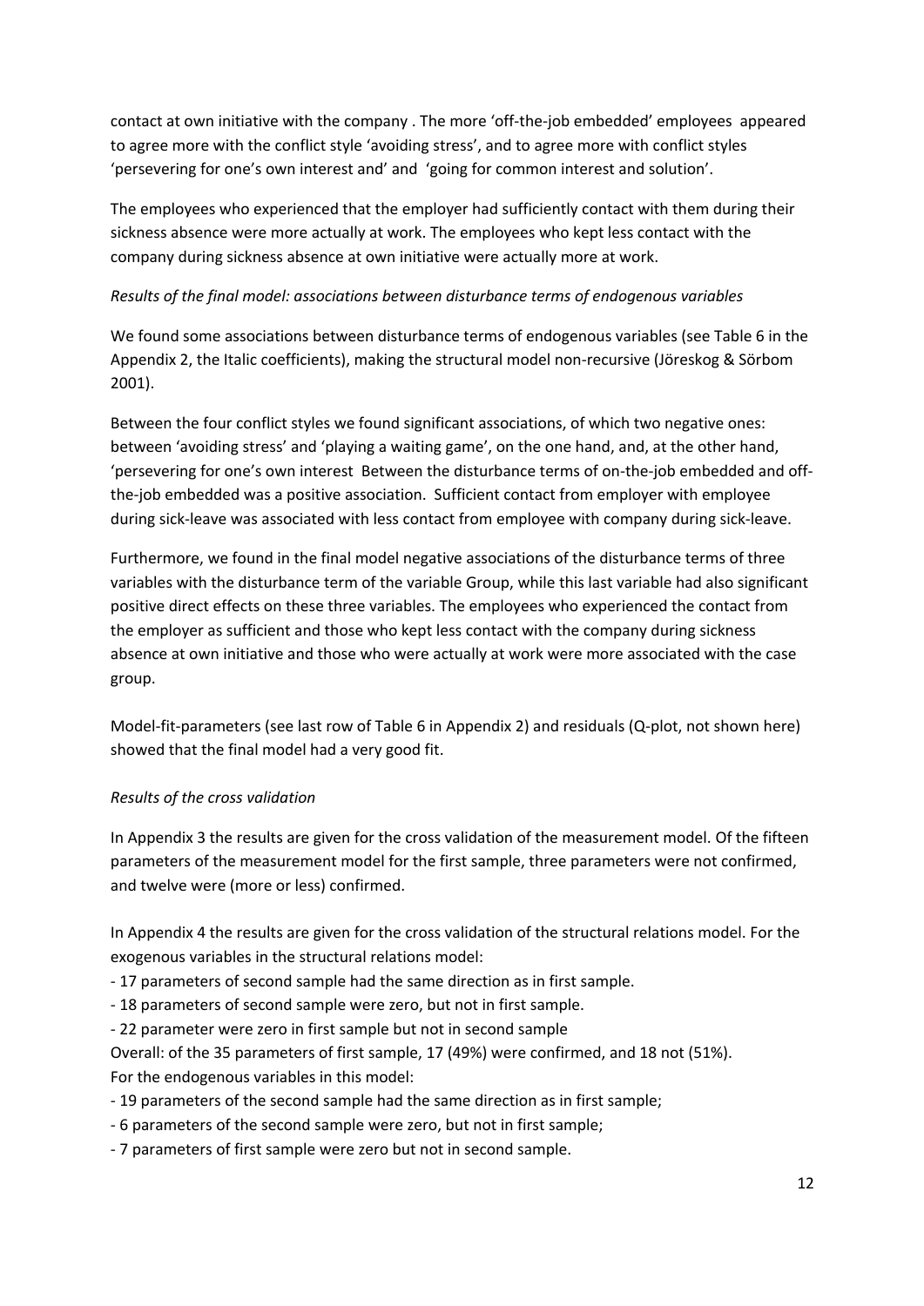contact at own initiative with the company . The more 'off-the-job embedded' employees appeared to agree more with the conflict style 'avoiding stress', and to agree more with conflict styles 'persevering for one's own interest and' and 'going for common interest and solution'.

The employees who experienced that the employer had sufficiently contact with them during their sickness absence were more actually at work. The employees who kept less contact with the company during sickness absence at own initiative were actually more at work.

*Results of the final model: associations between disturbance terms of endogenous variables*

We found some associations between disturbance terms of endogenous variables (see Table 6 in the Appendix 2, the Italic coefficients), making the structural model non-recursive (Jöreskog & Sörbom 2001).

Between the four conflict styles we found significant associations, of which two negative ones: between 'avoiding stress' and 'playing a waiting game', on the one hand, and, at the other hand, 'persevering for one's own interest Between the disturbance terms of on-the-job embedded and off-the-job embedded was a positive association. Sufficient contact from employer with employee during sick-leave was associated with less contact from employee with company during sick-leave.

Furthermore, we found in the final model negative associations of the disturbance terms of three variables with the disturbance term of the variable Group, while this last variable had also significant positive direct effects on these three variables. The employees who experienced the contact from the employer as sufficient and those who kept less contact with the company during sickness absence at own initiative and those who were actually at work were more associated with the case group.

Model-fit-parameters (see last row of Table 6 in Appendix 2) and residuals (Q-plot, not shown here) showed that the final model had a very good fit.

*Results of the cross validation*

In Appendix 3 the results are given for the cross validation of the measurement model. Of the fifteen parameters of the measurement model for the first sample, three parameters were not confirmed, and twelve were (more or less) confirmed.

In Appendix 4 the results are given for the cross validation of the structural relations model. For the exogenous variables in the structural relations model:

- 17 parameters of second sample had the same direction as in first sample.
- 18 parameters of second sample were zero, but not in first sample.
- 22 parameter were zero in first sample but not in second sample

Overall: of the 35 parameters of first sample, 17 (49%) were confirmed, and 18 not (51%).

For the endogenous variables in this model:

- 19 parameters of the second sample had the same direction as in first sample;
- 6 parameters of the second sample were zero, but not in first sample;
- 7 parameters of first sample were zero but not in second sample.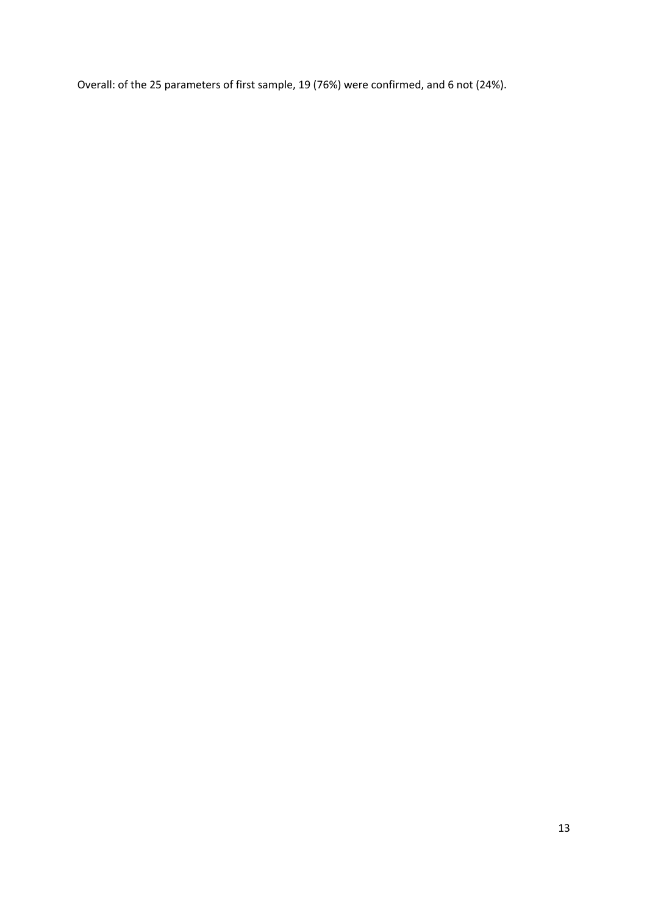Overall: of the 25 parameters of first sample, 19 (76%) were confirmed, and 6 not (24%).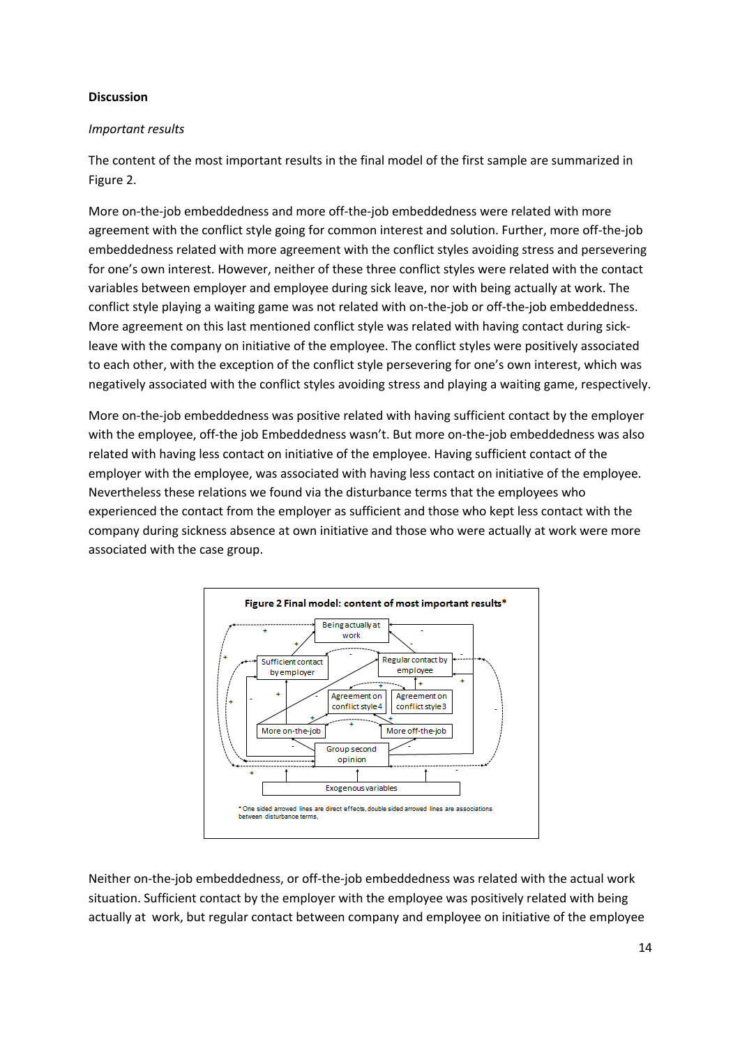**Discussion**

*Important results*

The content of the most important results in the final model of the first sample are summarized in Figure 2.

More on-the-job embeddedness and more off-the-job embeddedness were related with more agreement with the conflict style going for common interest and solution. Further, more off-the-job embeddedness related with more agreement with the conflict styles avoiding stress and persevering for one's own interest. However, neither of these three conflict styles were related with the contact variables between employer and employee during sick leave, nor with being actually at work. The conflict style playing a waiting game was not related with on-the-job or off-the-job embeddedness. More agreement on this last mentioned conflict style was related with having contact during sick-leave with the company on initiative of the employee. The conflict styles were positively associated to each other, with the exception of the conflict style persevering for one's own interest, which was negatively associated with the conflict styles avoiding stress and playing a waiting game, respectively.

More on-the-job embeddedness was positive related with having sufficient contact by the employer with the employee, off-the job Embeddedness wasn't. But more on-the-job embeddedness was also related with having less contact on initiative of the employee. Having sufficient contact of the employer with the employee, was associated with having less contact on initiative of the employee. Nevertheless these relations we found via the disturbance terms that the employees who experienced the contact from the employer as sufficient and those who kept less contact with the company during sickness absence at own initiative and those who were actually at work were more associated with the case group.

**Figure 2 Final model: content of most important results***

* One sided arrowed lines are direct effects, double sided arrowed lines are associations between disturbance terms.

Neither on-the-job embeddedness, or off-the-job embeddedness was related with the actual work situation. Sufficient contact by the employer with the employee was positively related with being actually at work, but regular contact between company and employee on initiative of the employee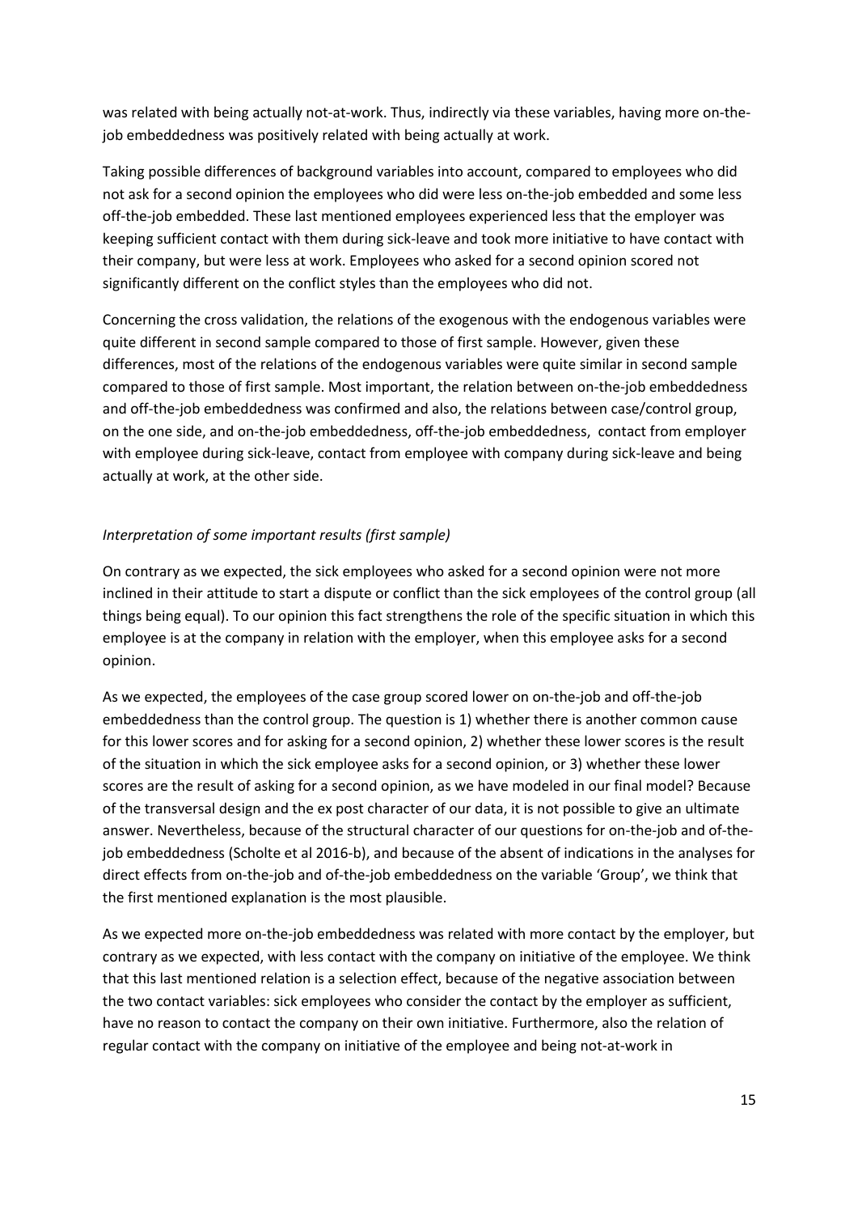was related with being actually not-at-work. Thus, indirectly via these variables, having more on-the-job embeddedness was positively related with being actually at work.

Taking possible differences of background variables into account, compared to employees who did not ask for a second opinion the employees who did were less on-the-job embedded and some less off-the-job embedded. These last mentioned employees experienced less that the employer was keeping sufficient contact with them during sick-leave and took more initiative to have contact with their company, but were less at work. Employees who asked for a second opinion scored not significantly different on the conflict styles than the employees who did not.

Concerning the cross validation, the relations of the exogenous with the endogenous variables were quite different in second sample compared to those of first sample. However, given these differences, most of the relations of the endogenous variables were quite similar in second sample compared to those of first sample. Most important, the relation between on-the-job embeddedness and off-the-job embeddedness was confirmed and also, the relations between case/control group, on the one side, and on-the-job embeddedness, off-the-job embeddedness, contact from employer with employee during sick-leave, contact from employee with company during sick-leave and being actually at work, at the other side.

*Interpretation of some important results (first sample)*

On contrary as we expected, the sick employees who asked for a second opinion were not more inclined in their attitude to start a dispute or conflict than the sick employees of the control group (all things being equal). To our opinion this fact strengthens the role of the specific situation in which this employee is at the company in relation with the employer, when this employee asks for a second opinion.

As we expected, the employees of the case group scored lower on on-the-job and off-the-job embeddedness than the control group. The question is 1) whether there is another common cause for this lower scores and for asking for a second opinion, 2) whether these lower scores is the result of the situation in which the sick employee asks for a second opinion, or 3) whether these lower scores are the result of asking for a second opinion, as we have modeled in our final model? Because of the transversal design and the ex post character of our data, it is not possible to give an ultimate answer. Nevertheless, because of the structural character of our questions for on-the-job and of-the-job embeddedness (Scholte et al 2016-b), and because of the absent of indications in the analyses for direct effects from on-the-job and of-the-job embeddedness on the variable 'Group', we think that the first mentioned explanation is the most plausible.

As we expected more on-the-job embeddedness was related with more contact by the employer, but contrary as we expected, with less contact with the company on initiative of the employee. We think that this last mentioned relation is a selection effect, because of the negative association between the two contact variables: sick employees who consider the contact by the employer as sufficient, have no reason to contact the company on their own initiative. Furthermore, also the relation of regular contact with the company on initiative of the employee and being not-at-work in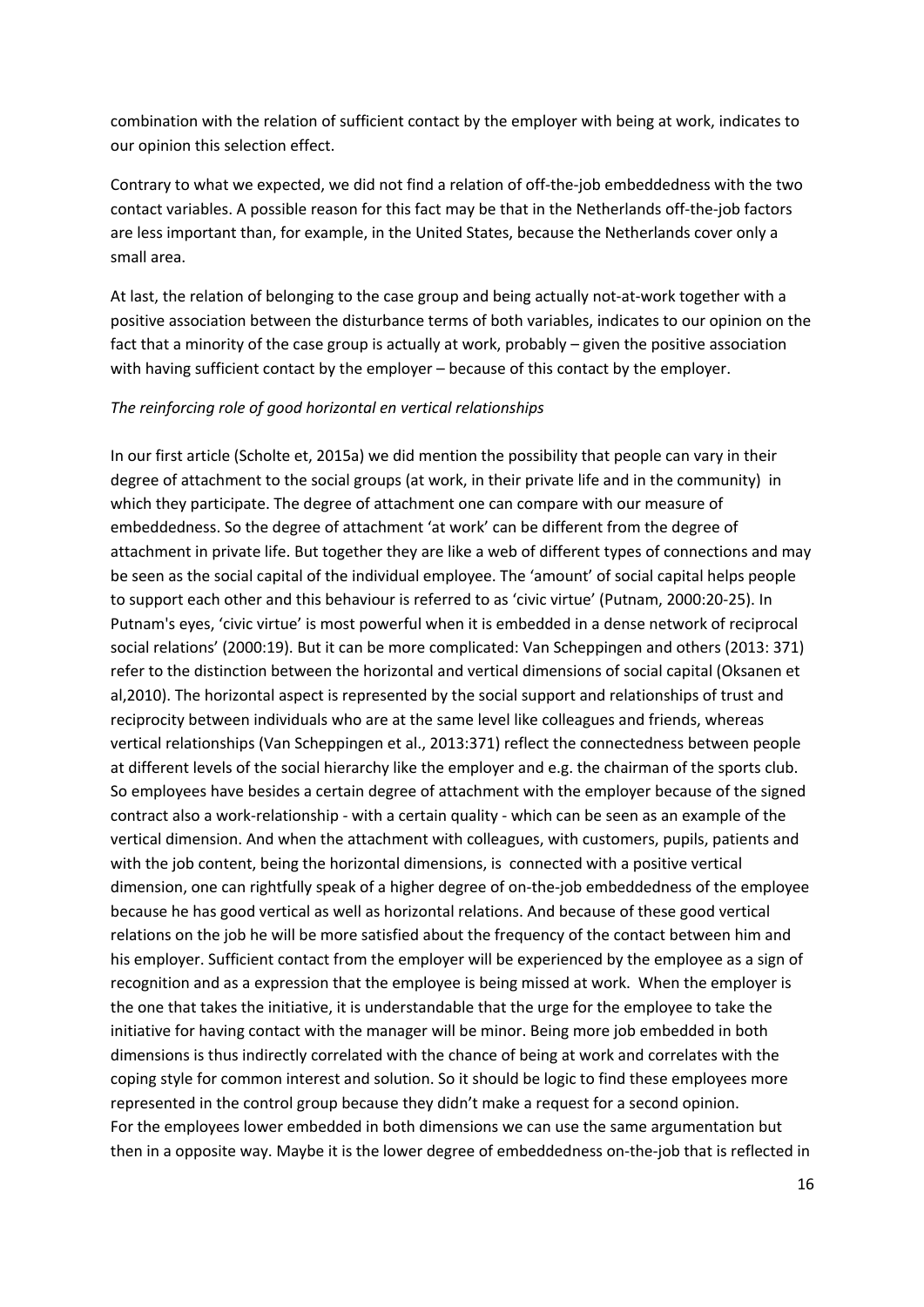combination with the relation of sufficient contact by the employer with being at work, indicates to our opinion this selection effect.

Contrary to what we expected, we did not find a relation of off-the-job embeddedness with the two contact variables. A possible reason for this fact may be that in the Netherlands off-the-job factors are less important than, for example, in the United States, because the Netherlands cover only a small area.

At last, the relation of belonging to the case group and being actually not-at-work together with a positive association between the disturbance terms of both variables, indicates to our opinion on the fact that a minority of the case group is actually at work, probably – given the positive association with having sufficient contact by the employer – because of this contact by the employer.

*The reinforcing role of good horizontal en vertical relationships*

In our first article (Scholte et, 2015a) we did mention the possibility that people can vary in their degree of attachment to the social groups (at work, in their private life and in the community) in which they participate. The degree of attachment one can compare with our measure of embeddedness. So the degree of attachment 'at work' can be different from the degree of attachment in private life. But together they are like a web of different types of connections and may be seen as the social capital of the individual employee. The 'amount' of social capital helps people to support each other and this behaviour is referred to as 'civic virtue' (Putnam, 2000:20-25). In Putnam's eyes, 'civic virtue' is most powerful when it is embedded in a dense network of reciprocal social relations' (2000:19). But it can be more complicated: Van Scheppingen and others (2013: 371) refer to the distinction between the horizontal and vertical dimensions of social capital (Oksanen et al,2010). The horizontal aspect is represented by the social support and relationships of trust and reciprocity between individuals who are at the same level like colleagues and friends, whereas vertical relationships (Van Scheppingen et al., 2013:371) reflect the connectedness between people at different levels of the social hierarchy like the employer and e.g. the chairman of the sports club. So employees have besides a certain degree of attachment with the employer because of the signed contract also a work-relationship - with a certain quality - which can be seen as an example of the vertical dimension. And when the attachment with colleagues, with customers, pupils, patients and with the job content, being the horizontal dimensions, is connected with a positive vertical dimension, one can rightfully speak of a higher degree of on-the-job embeddedness of the employee because he has good vertical as well as horizontal relations. And because of these good vertical relations on the job he will be more satisfied about the frequency of the contact between him and his employer. Sufficient contact from the employer will be experienced by the employee as a sign of recognition and as a expression that the employee is being missed at work. When the employer is the one that takes the initiative, it is understandable that the urge for the employee to take the initiative for having contact with the manager will be minor. Being more job embedded in both dimensions is thus indirectly correlated with the chance of being at work and correlates with the coping style for common interest and solution. So it should be logic to find these employees more represented in the control group because they didn't make a request for a second opinion.
For the employees lower embedded in both dimensions we can use the same argumentation but then in a opposite way. Maybe it is the lower degree of embeddedness on-the-job that is reflected in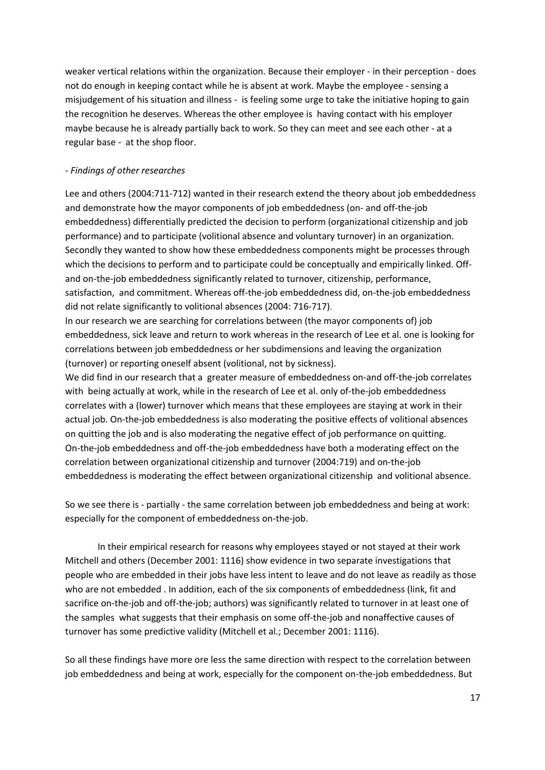weaker vertical relations within the organization. Because their employer - in their perception - does not do enough in keeping contact while he is absent at work. Maybe the employee - sensing a misjudgement of his situation and illness - is feeling some urge to take the initiative hoping to gain the recognition he deserves. Whereas the other employee is having contact with his employer maybe because he is already partially back to work. So they can meet and see each other - at a regular base - at the shop floor.

- *Findings of other researches*

Lee and others (2004:711-712) wanted in their research extend the theory about job embeddedness and demonstrate how the mayor components of job embeddedness (on- and off-the-job embeddedness) differentially predicted the decision to perform (organizational citizenship and job performance) and to participate (volitional absence and voluntary turnover) in an organization. Secondly they wanted to show how these embeddedness components might be processes through which the decisions to perform and to participate could be conceptually and empirically linked. Off- and on-the-job embeddedness significantly related to turnover, citizenship, performance, satisfaction, and commitment. Whereas off-the-job embeddedness did, on-the-job embeddedness did not relate significantly to volitional absences (2004: 716-717).

In our research we are searching for correlations between (the mayor components of) job embeddedness, sick leave and return to work whereas in the research of Lee et al. one is looking for correlations between job embeddedness or her subdimensions and leaving the organization (turnover) or reporting oneself absent (volitional, not by sickness).

We did find in our research that a greater measure of embeddedness on-and off-the-job correlates with being actually at work, while in the research of Lee et al. only of-the-job embeddedness correlates with a (lower) turnover which means that these employees are staying at work in their actual job. On-the-job embeddedness is also moderating the positive effects of volitional absences on quitting the job and is also moderating the negative effect of job performance on quitting. On-the-job embeddedness and off-the-job embeddedness have both a moderating effect on the correlation between organizational citizenship and turnover (2004:719) and on-the-job embeddedness is moderating the effect between organizational citizenship and volitional absence.

So we see there is - partially - the same correlation between job embeddedness and being at work: especially for the component of embeddedness on-the-job.

In their empirical research for reasons why employees stayed or not stayed at their work Mitchell and others (December 2001: 1116) show evidence in two separate investigations that people who are embedded in their jobs have less intent to leave and do not leave as readily as those who are not embedded . In addition, each of the six components of embeddedness (link, fit and sacrifice on-the-job and off-the-job; authors) was significantly related to turnover in at least one of the samples what suggests that their emphasis on some off-the-job and nonaffective causes of turnover has some predictive validity (Mitchell et al.; December 2001: 1116).

So all these findings have more ore less the same direction with respect to the correlation between job embeddedness and being at work, especially for the component on-the-job embeddedness. But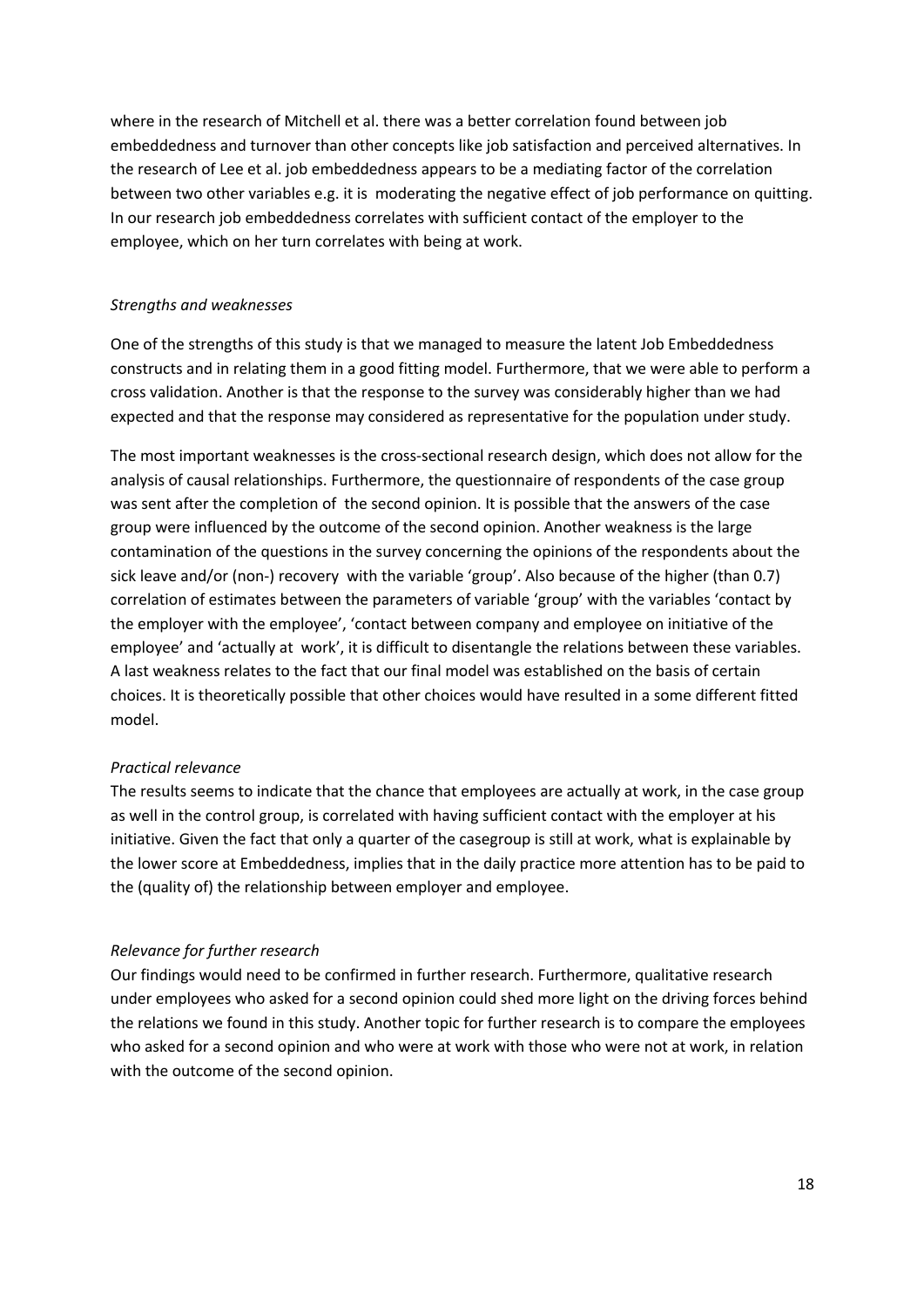where in the research of Mitchell et al. there was a better correlation found between job embeddedness and turnover than other concepts like job satisfaction and perceived alternatives. In the research of Lee et al. job embeddedness appears to be a mediating factor of the correlation between two other variables e.g. it is moderating the negative effect of job performance on quitting. In our research job embeddedness correlates with sufficient contact of the employer to the employee, which on her turn correlates with being at work.

*Strengths and weaknesses*

One of the strengths of this study is that we managed to measure the latent Job Embeddedness constructs and in relating them in a good fitting model. Furthermore, that we were able to perform a cross validation. Another is that the response to the survey was considerably higher than we had expected and that the response may considered as representative for the population under study.

The most important weaknesses is the cross-sectional research design, which does not allow for the analysis of causal relationships. Furthermore, the questionnaire of respondents of the case group was sent after the completion of the second opinion. It is possible that the answers of the case group were influenced by the outcome of the second opinion. Another weakness is the large contamination of the questions in the survey concerning the opinions of the respondents about the sick leave and/or (non-) recovery with the variable 'group'. Also because of the higher (than 0.7) correlation of estimates between the parameters of variable 'group' with the variables 'contact by the employer with the employee', 'contact between company and employee on initiative of the employee' and 'actually at work', it is difficult to disentangle the relations between these variables. A last weakness relates to the fact that our final model was established on the basis of certain choices. It is theoretically possible that other choices would have resulted in a some different fitted model.

*Practical relevance*

The results seems to indicate that the chance that employees are actually at work, in the case group as well in the control group, is correlated with having sufficient contact with the employer at his initiative. Given the fact that only a quarter of the casegroup is still at work, what is explainable by the lower score at Embeddedness, implies that in the daily practice more attention has to be paid to the (quality of) the relationship between employer and employee.

*Relevance for further research*

Our findings would need to be confirmed in further research. Furthermore, qualitative research under employees who asked for a second opinion could shed more light on the driving forces behind the relations we found in this study. Another topic for further research is to compare the employees who asked for a second opinion and who were at work with those who were not at work, in relation with the outcome of the second opinion.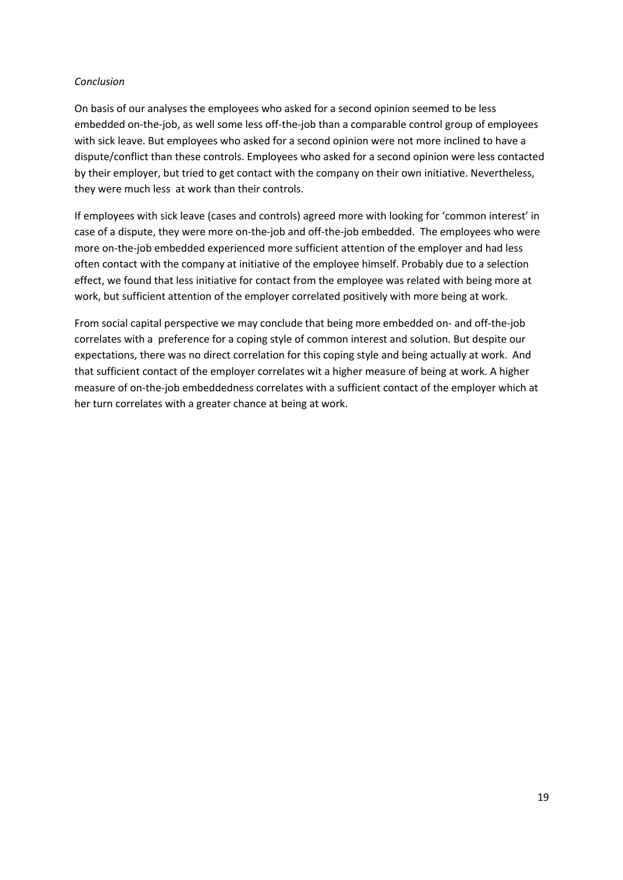*Conclusion*

On basis of our analyses the employees who asked for a second opinion seemed to be less embedded on-the-job, as well some less off-the-job than a comparable control group of employees with sick leave. But employees who asked for a second opinion were not more inclined to have a dispute/conflict than these controls. Employees who asked for a second opinion were less contacted by their employer, but tried to get contact with the company on their own initiative. Nevertheless, they were much less at work than their controls.

If employees with sick leave (cases and controls) agreed more with looking for 'common interest' in case of a dispute, they were more on-the-job and off-the-job embedded. The employees who were more on-the-job embedded experienced more sufficient attention of the employer and had less often contact with the company at initiative of the employee himself. Probably due to a selection effect, we found that less initiative for contact from the employee was related with being more at work, but sufficient attention of the employer correlated positively with more being at work.

From social capital perspective we may conclude that being more embedded on- and off-the-job correlates with a preference for a coping style of common interest and solution. But despite our expectations, there was no direct correlation for this coping style and being actually at work. And that sufficient contact of the employer correlates wit a higher measure of being at work. A higher measure of on-the-job embeddedness correlates with a sufficient contact of the employer which at her turn correlates with a greater chance at being at work.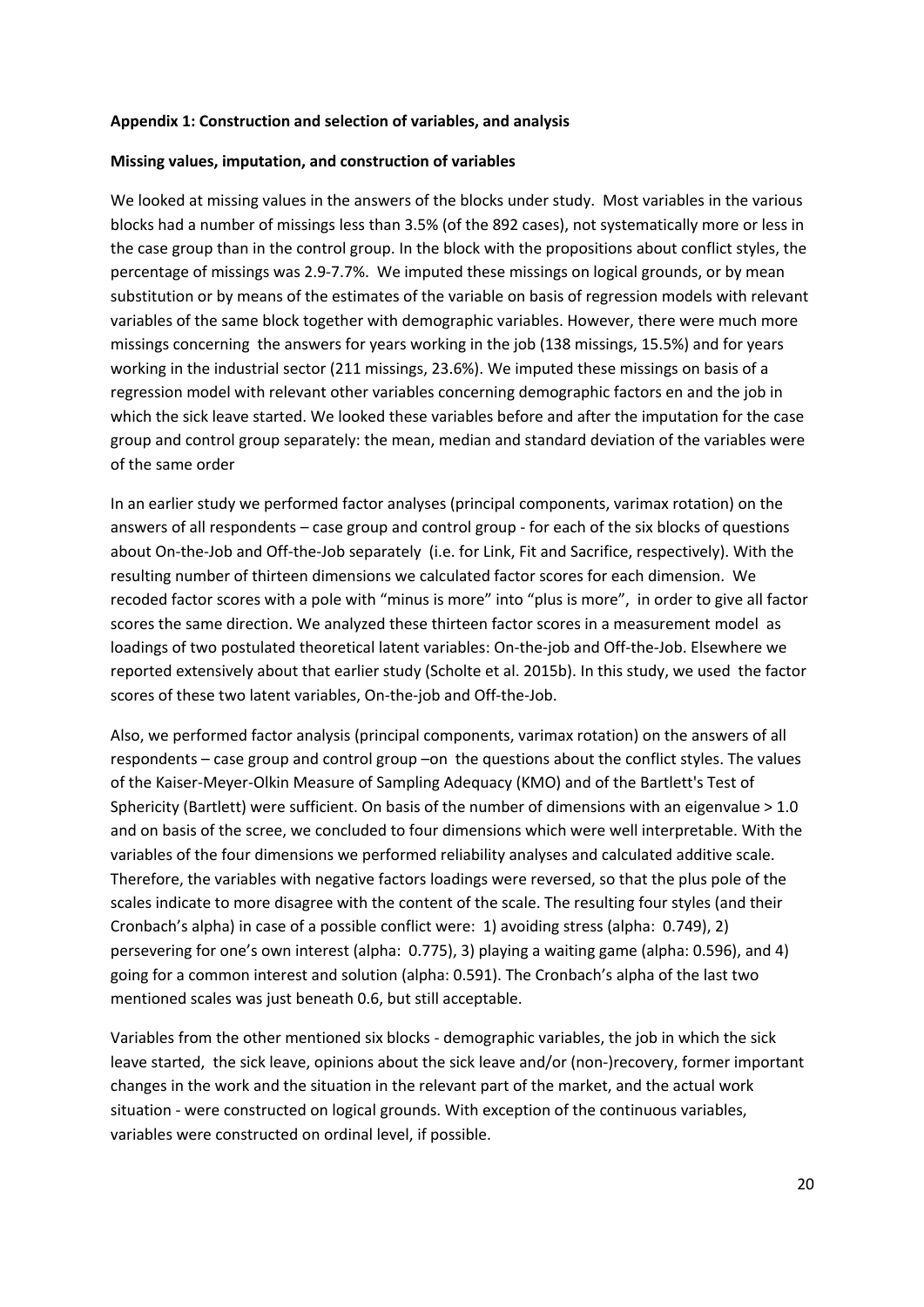**Appendix 1: Construction and selection of variables, and analysis**

**Missing values, imputation, and construction of variables**

We looked at missing values in the answers of the blocks under study. Most variables in the various blocks had a number of missings less than 3.5% (of the 892 cases), not systematically more or less in the case group than in the control group. In the block with the propositions about conflict styles, the percentage of missings was 2.9-7.7%. We imputed these missings on logical grounds, or by mean substitution or by means of the estimates of the variable on basis of regression models with relevant variables of the same block together with demographic variables. However, there were much more missings concerning the answers for years working in the job (138 missings, 15.5%) and for years working in the industrial sector (211 missings, 23.6%). We imputed these missings on basis of a regression model with relevant other variables concerning demographic factors en and the job in which the sick leave started. We looked these variables before and after the imputation for the case group and control group separately: the mean, median and standard deviation of the variables were of the same order

In an earlier study we performed factor analyses (principal components, varimax rotation) on the answers of all respondents – case group and control group - for each of the six blocks of questions about On-the-Job and Off-the-Job separately (i.e. for Link, Fit and Sacrifice, respectively). With the resulting number of thirteen dimensions we calculated factor scores for each dimension. We recoded factor scores with a pole with "minus is more" into "plus is more", in order to give all factor scores the same direction. We analyzed these thirteen factor scores in a measurement model as loadings of two postulated theoretical latent variables: On-the-job and Off-the-Job. Elsewhere we reported extensively about that earlier study (Scholte et al. 2015b). In this study, we used the factor scores of these two latent variables, On-the-job and Off-the-Job.

Also, we performed factor analysis (principal components, varimax rotation) on the answers of all respondents – case group and control group –on the questions about the conflict styles. The values of the Kaiser-Meyer-Olkin Measure of Sampling Adequacy (KMO) and of the Bartlett's Test of Sphericity (Bartlett) were sufficient. On basis of the number of dimensions with an eigenvalue > 1.0 and on basis of the scree, we concluded to four dimensions which were well interpretable. With the variables of the four dimensions we performed reliability analyses and calculated additive scale. Therefore, the variables with negative factors loadings were reversed, so that the plus pole of the scales indicate to more disagree with the content of the scale. The resulting four styles (and their Cronbach's alpha) in case of a possible conflict were: 1) avoiding stress (alpha: 0.749), 2) persevering for one's own interest (alpha: 0.775), 3) playing a waiting game (alpha: 0.596), and 4) going for a common interest and solution (alpha: 0.591). The Cronbach's alpha of the last two mentioned scales was just beneath 0.6, but still acceptable.

Variables from the other mentioned six blocks - demographic variables, the job in which the sick leave started, the sick leave, opinions about the sick leave and/or (non-)recovery, former important changes in the work and the situation in the relevant part of the market, and the actual work situation - were constructed on logical grounds. With exception of the continuous variables, variables were constructed on ordinal level, if possible.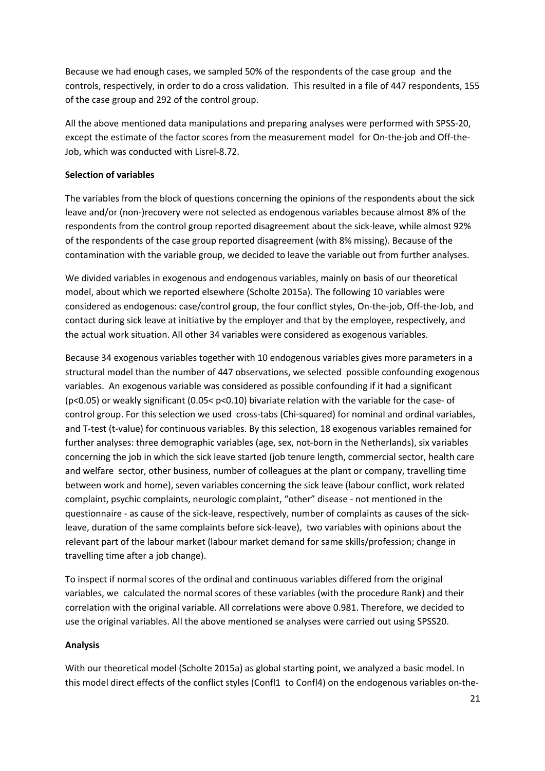Because we had enough cases, we sampled 50% of the respondents of the case group and the controls, respectively, in order to do a cross validation. This resulted in a file of 447 respondents, 155 of the case group and 292 of the control group.

All the above mentioned data manipulations and preparing analyses were performed with SPSS-20, except the estimate of the factor scores from the measurement model for On-the-job and Off-the-Job, which was conducted with Lisrel-8.72.

**Selection of variables**

The variables from the block of questions concerning the opinions of the respondents about the sick leave and/or (non-)recovery were not selected as endogenous variables because almost 8% of the respondents from the control group reported disagreement about the sick-leave, while almost 92% of the respondents of the case group reported disagreement (with 8% missing). Because of the contamination with the variable group, we decided to leave the variable out from further analyses.

We divided variables in exogenous and endogenous variables, mainly on basis of our theoretical model, about which we reported elsewhere (Scholte 2015a). The following 10 variables were considered as endogenous: case/control group, the four conflict styles, On-the-job, Off-the-Job, and contact during sick leave at initiative by the employer and that by the employee, respectively, and the actual work situation. All other 34 variables were considered as exogenous variables.

Because 34 exogenous variables together with 10 endogenous variables gives more parameters in a structural model than the number of 447 observations, we selected possible confounding exogenous variables. An exogenous variable was considered as possible confounding if it had a significant ($p<0.05$) or weakly significant ($0.05< p<0.10$) bivariate relation with the variable for the case- of control group. For this selection we used cross-tabs (Chi-squared) for nominal and ordinal variables, and T-test (t-value) for continuous variables. By this selection, 18 exogenous variables remained for further analyses: three demographic variables (age, sex, not-born in the Netherlands), six variables concerning the job in which the sick leave started (job tenure length, commercial sector, health care and welfare sector, other business, number of colleagues at the plant or company, travelling time between work and home), seven variables concerning the sick leave (labour conflict, work related complaint, psychic complaints, neurologic complaint, "other" disease - not mentioned in the questionnaire - as cause of the sick-leave, respectively, number of complaints as causes of the sick-leave, duration of the same complaints before sick-leave), two variables with opinions about the relevant part of the labour market (labour market demand for same skills/profession; change in travelling time after a job change).

To inspect if normal scores of the ordinal and continuous variables differed from the original variables, we calculated the normal scores of these variables (with the procedure Rank) and their correlation with the original variable. All correlations were above 0.981. Therefore, we decided to use the original variables. All the above mentioned se analyses were carried out using SPSS20.

**Analysis**

With our theoretical model (Scholte 2015a) as global starting point, we analyzed a basic model. In this model direct effects of the conflict styles (Confl1 to Confl4) on the endogenous variables on-the-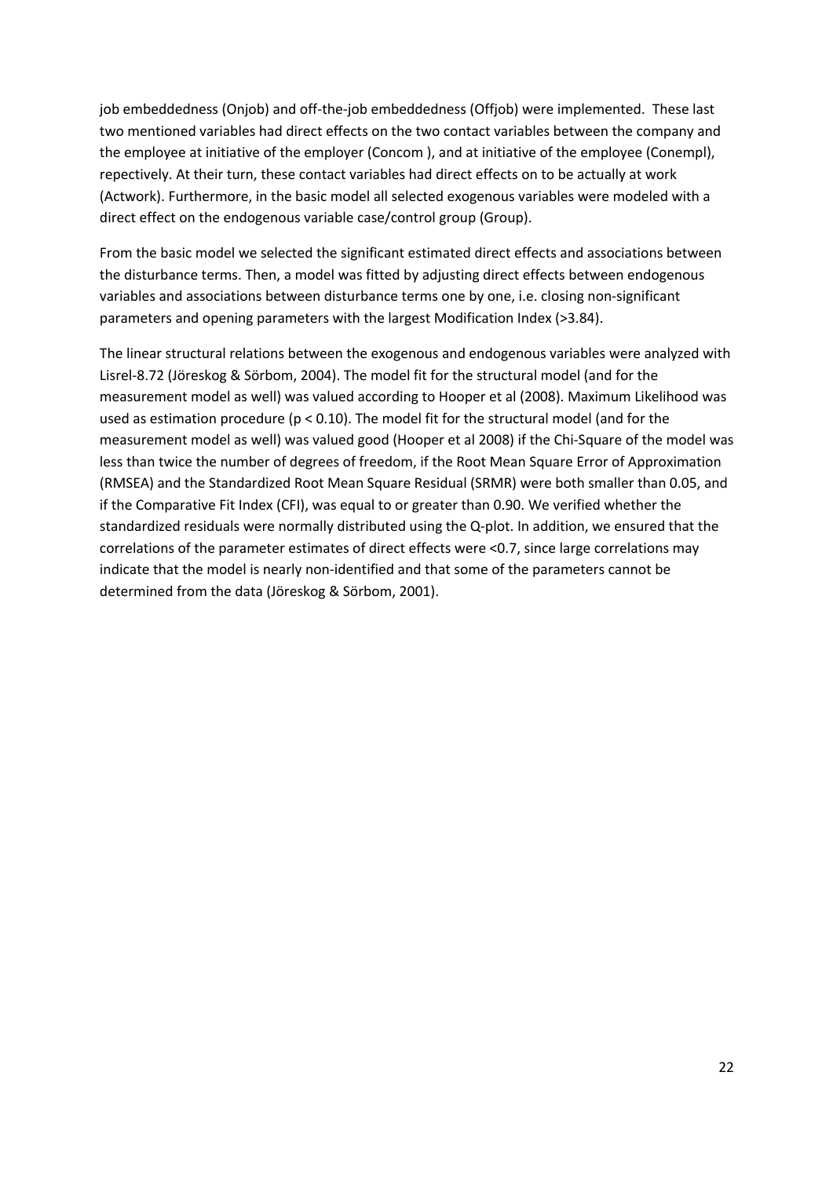job embeddedness (Onjob) and off-the-job embeddedness (Offjob) were implemented. These last two mentioned variables had direct effects on the two contact variables between the company and the employee at initiative of the employer (Concom ), and at initiative of the employee (Conempl), repectively. At their turn, these contact variables had direct effects on to be actually at work (Actwork). Furthermore, in the basic model all selected exogenous variables were modeled with a direct effect on the endogenous variable case/control group (Group).

From the basic model we selected the significant estimated direct effects and associations between the disturbance terms. Then, a model was fitted by adjusting direct effects between endogenous variables and associations between disturbance terms one by one, i.e. closing non-significant parameters and opening parameters with the largest Modification Index (>3.84).

The linear structural relations between the exogenous and endogenous variables were analyzed with Lisrel-8.72 (Jöreskog & Sörbom, 2004). The model fit for the structural model (and for the measurement model as well) was valued according to Hooper et al (2008). Maximum Likelihood was used as estimation procedure ($p < 0.10$). The model fit for the structural model (and for the measurement model as well) was valued good (Hooper et al 2008) if the Chi-Square of the model was less than twice the number of degrees of freedom, if the Root Mean Square Error of Approximation (RMSEA) and the Standardized Root Mean Square Residual (SRMR) were both smaller than 0.05, and if the Comparative Fit Index (CFI), was equal to or greater than 0.90. We verified whether the standardized residuals were normally distributed using the Q-plot. In addition, we ensured that the correlations of the parameter estimates of direct effects were <0.7, since large correlations may indicate that the model is nearly non-identified and that some of the parameters cannot be determined from the data (Jöreskog & Sörbom, 2001).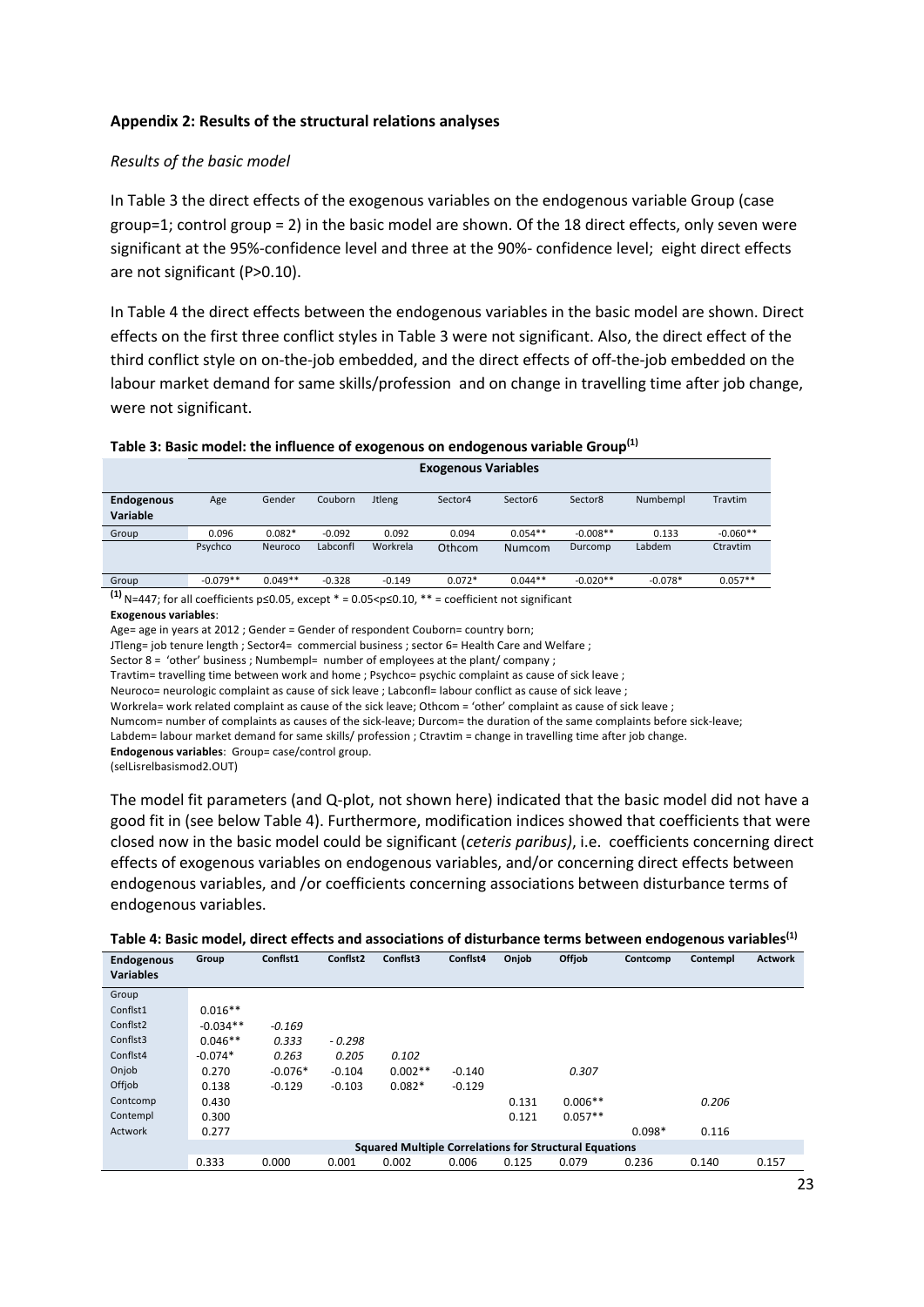**Appendix 2: Results of the structural relations analyses**

*Results of the basic model*

In Table 3 the direct effects of the exogenous variables on the endogenous variable Group (case group=1; control group = 2) in the basic model are shown. Of the 18 direct effects, only seven were significant at the 95%-confidence level and three at the 90%- confidence level; eight direct effects are not significant (P>0.10).

In Table 4 the direct effects between the endogenous variables in the basic model are shown. Direct effects on the first three conflict styles in Table 3 were not significant. Also, the direct effect of the third conflict style on on-the-job embedded, and the direct effects of off-the-job embedded on the labour market demand for same skills/profession and on change in travelling time after job change, were not significant.

**Table 3: Basic model: the influence of exogenous on endogenous variable Group[(1)]**

| | Exogenous Variables | | | | | | | | |
|---|---|---|---|---|---|---|---|---|---|
| **Endogenous Variable** | Age | Gender | Couborn | Jtleng | Sector4 | Sector6 | Sector8 | Numbempl | Travtim |
| Group | 0.096 | 0.082* | -0.092 | 0.092 | 0.094 | 0.054** | -0.008** | 0.133 | -0.060** |
| | Psychco | Neuroco | Labconfl | Workrela | Othcom | Numcom | Durcomp | Labdem | Ctravtim |
| Group | -0.079** | 0.049** | -0.328 | -0.149 | 0.072* | 0.044** | -0.020** | -0.078* | 0.057** |

[(1)] N=447; for all coefficients p≤0.05, except * = 0.05<p≤0.10, ** = coefficient not significant

**Exogenous variables**:
Age= age in years at 2012 ; Gender = Gender of respondent Couborn= country born;
JTleng= job tenure length ; Sector4= commercial business ; sector 6= Health Care and Welfare ;
Sector 8 = 'other' business ; Numbempl= number of employees at the plant/ company ;
Travtim= travelling time between work and home ; Psychco= psychic complaint as cause of sick leave ;
Neuroco= neurologic complaint as cause of sick leave ; Labconfl= labour conflict as cause of sick leave ;
Workrela= work related complaint as cause of the sick leave; Othcom = 'other' complaint as cause of sick leave ;
Numcom= number of complaints as causes of the sick-leave; Durcom= the duration of the same complaints before sick-leave;
Labdem= labour market demand for same skills/ profession ; Ctravtim = change in travelling time after job change.
**Endogenous variables**: Group= case/control group.
(selLisrelbasismod2.OUT)

The model fit parameters (and Q-plot, not shown here) indicated that the basic model did not have a good fit in (see below Table 4). Furthermore, modification indices showed that coefficients that were closed now in the basic model could be significant (*ceteris paribus)*, i.e. coefficients concerning direct effects of exogenous variables on endogenous variables, and/or concerning direct effects between endogenous variables, and /or coefficients concerning associations between disturbance terms of endogenous variables.

**Table 4: Basic model, direct effects and associations of disturbance terms between endogenous variables[(1)]**

| **Endogenous Variables** | **Group** | **Conflst1** | **Conflst2** | **Conflst3** | **Conflst4** | **Onjob** | **Offjob** | **Contcomp** | **Contempl** | **Actwork** |
|---|---|---|---|---|---|---|---|---|---|---|
| Group | | | | | | | | | | |
| Conflst1 | 0.016** | | | | | | | | | |
| Conflst2 | -0.034** | *-0.169* | | | | | | | | |
| Conflst3 | 0.046** | *0.333* | *- 0.298* | | | | | | | |
| Conflst4 | -0.074* | *0.263* | *0.205* | *0.102* | | | | | | |
| Onjob | 0.270 | -0.076* | -0.104 | 0.002** | -0.140 | | *0.307* | | | |
| Offjob | 0.138 | -0.129 | -0.103 | 0.082* | -0.129 | | | | | |
| Contcomp | 0.430 | | | | | 0.131 | 0.006** | | *0.206* | |
| Contempl | 0.300 | | | | | 0.121 | 0.057** | | | |
| Actwork | 0.277 | | | | | | | 0.098* | 0.116 | |
| | **Squared Multiple Correlations for Structural Equations** | | | | | | | | | |
| | 0.333 | 0.000 | 0.001 | 0.002 | 0.006 | 0.125 | 0.079 | 0.236 | 0.140 | 0.157 |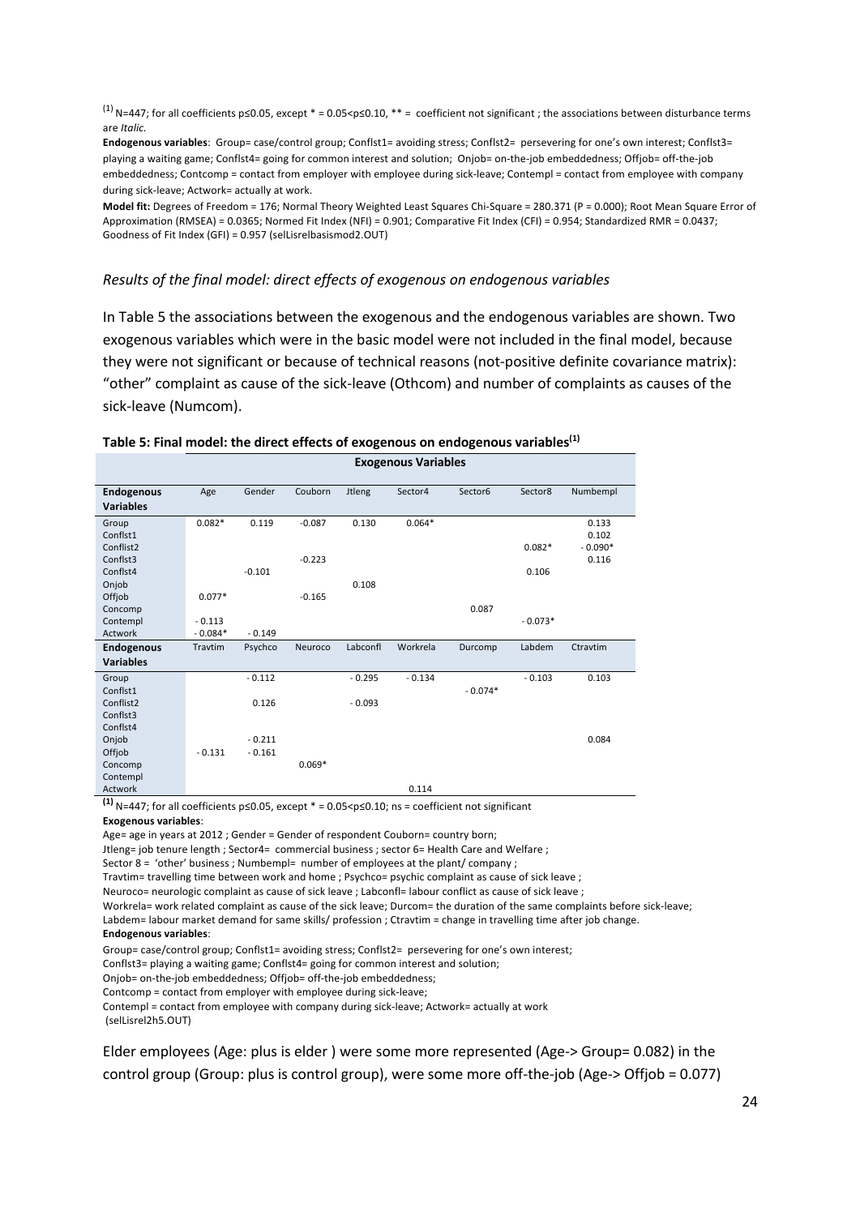[(1)] N=447; for all coefficients p≤0.05, except * = 0.05<p≤0.10, ** = coefficient not significant ; the associations between disturbance terms are *Italic.*

**Endogenous variables**: Group= case/control group; Conflst1= avoiding stress; Conflst2= persevering for one's own interest; Conflst3= playing a waiting game; Conflst4= going for common interest and solution; Onjob= on-the-job embeddedness; Offjob= off-the-job embeddedness; Contcomp = contact from employer with employee during sick-leave; Contempl = contact from employee with company during sick-leave; Actwork= actually at work.

**Model fit:** Degrees of Freedom = 176; Normal Theory Weighted Least Squares Chi-Square = 280.371 (P = 0.000); Root Mean Square Error of Approximation (RMSEA) = 0.0365; Normed Fit Index (NFI) = 0.901; Comparative Fit Index (CFI) = 0.954; Standardized RMR = 0.0437; Goodness of Fit Index (GFI) = 0.957 (selLisrelbasismod2.OUT)

*Results of the final model: direct effects of exogenous on endogenous variables*

In Table 5 the associations between the exogenous and the endogenous variables are shown. Two exogenous variables which were in the basic model were not included in the final model, because they were not significant or because of technical reasons (not-positive definite covariance matrix): "other" complaint as cause of the sick-leave (Othcom) and number of complaints as causes of the sick-leave (Numcom).

**Table 5: Final model: the direct effects of exogenous on endogenous variables[(1)]**

| | **Exogenous Variables** | | | | | | | |
|---|---|---|---|---|---|---|---|---|
| **Endogenous Variables** | Age | Gender | Couborn | Jtleng | Sector4 | Sector6 | Sector8 | Numbempl |
| Group | 0.082* | 0.119 | -0.087 | 0.130 | 0.064* | | | 0.133 |
| Conflst1 | | | | | | | | 0.102 |
| Conflist2 | | | | | | | 0.082* | - 0.090* |
| Conflst3 | | | -0.223 | | | | | 0.116 |
| Conflst4 | | -0.101 | | | | | 0.106 | |
| Onjob | | | | 0.108 | | | | |
| Offjob | 0.077* | | -0.165 | | | | | |
| Concomp | | | | | | 0.087 | | |
| Contempl | - 0.113 | | | | | | - 0.073* | |
| Actwork | - 0.084* | - 0.149 | | | | | | |
| **Endogenous Variables** | Travtim | Psychco | Neuroco | Labconfl | Workrela | Durcomp | Labdem | Ctravtim |
| Group | | - 0.112 | | - 0.295 | - 0.134 | | - 0.103 | 0.103 |
| Conflst1 | | | | | | - 0.074* | | |
| Conflist2 | | 0.126 | | - 0.093 | | | | |
| Conflst3 | | | | | | | | |
| Conflst4 | | | | | | | | |
| Onjob | | - 0.211 | | | | | | 0.084 |
| Offjob | - 0.131 | - 0.161 | | | | | | |
| Concomp | | | 0.069* | | | | | |
| Contempl | | | | | | | | |
| Actwork | | | | | 0.114 | | | |

[(1)] N=447; for all coefficients p≤0.05, except * = 0.05<p≤0.10; ns = coefficient not significant

**Exogenous variables**:

Age= age in years at 2012 ; Gender = Gender of respondent Couborn= country born;
Jtleng= job tenure length ; Sector4= commercial business ; sector 6= Health Care and Welfare ;
Sector 8 = 'other' business ; Numbempl= number of employees at the plant/ company ;
Travtim= travelling time between work and home ; Psychco= psychic complaint as cause of sick leave ;
Neuroco= neurologic complaint as cause of sick leave ; Labconfl= labour conflict as cause of sick leave ;
Workrela= work related complaint as cause of the sick leave; Durcom= the duration of the same complaints before sick-leave;
Labdem= labour market demand for same skills/ profession ; Ctravtim = change in travelling time after job change.

**Endogenous variables**:

Group= case/control group; Conflst1= avoiding stress; Conflst2= persevering for one's own interest;
Conflst3= playing a waiting game; Conflst4= going for common interest and solution;
Onjob= on-the-job embeddedness; Offjob= off-the-job embeddedness;
Contcomp = contact from employer with employee during sick-leave;
Contempl = contact from employee with company during sick-leave; Actwork= actually at work
(selLisrel2h5.OUT)

Elder employees (Age: plus is elder ) were some more represented (Age-> Group= 0.082) in the control group (Group: plus is control group), were some more off-the-job (Age-> Offjob = 0.077)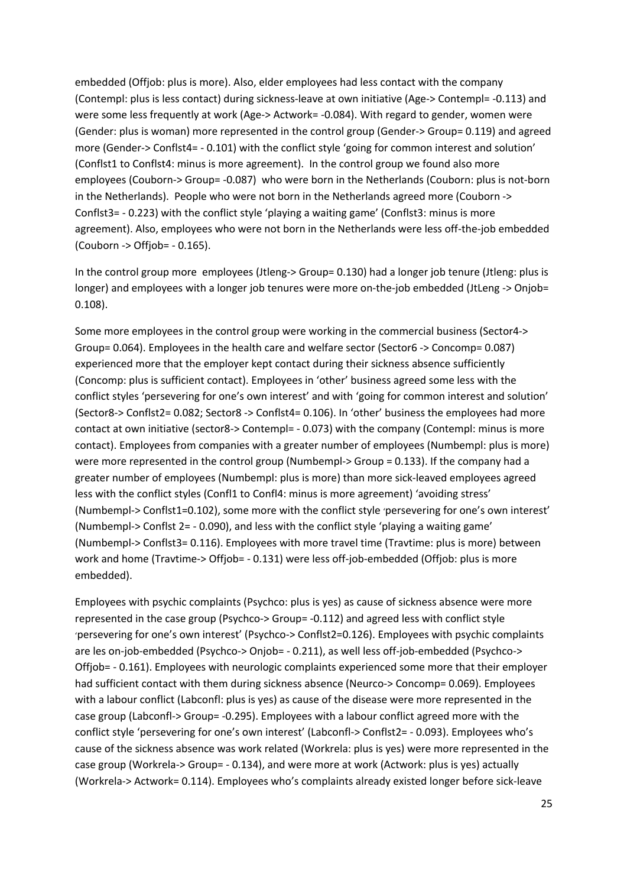embedded (Offjob: plus is more). Also, elder employees had less contact with the company (Contempl: plus is less contact) during sickness-leave at own initiative (Age-> Contempl= -0.113) and were some less frequently at work (Age-> Actwork= -0.084). With regard to gender, women were (Gender: plus is woman) more represented in the control group (Gender-> Group= 0.119) and agreed more (Gender-> Conflst4= - 0.101) with the conflict style 'going for common interest and solution' (Conflst1 to Conflst4: minus is more agreement). In the control group we found also more employees (Couborn-> Group= -0.087) who were born in the Netherlands (Couborn: plus is not-born in the Netherlands). People who were not born in the Netherlands agreed more (Couborn -> Conflst3= - 0.223) with the conflict style 'playing a waiting game' (Conflst3: minus is more agreement). Also, employees who were not born in the Netherlands were less off-the-job embedded (Couborn -> Offjob= - 0.165).

In the control group more employees (Jtleng-> Group= 0.130) had a longer job tenure (Jtleng: plus is longer) and employees with a longer job tenures were more on-the-job embedded (JtLeng -> Onjob= 0.108).

Some more employees in the control group were working in the commercial business (Sector4-> Group= 0.064). Employees in the health care and welfare sector (Sector6 -> Concomp= 0.087) experienced more that the employer kept contact during their sickness absence sufficiently (Concomp: plus is sufficient contact). Employees in 'other' business agreed some less with the conflict styles 'persevering for one's own interest' and with 'going for common interest and solution' (Sector8-> Conflst2= 0.082; Sector8 -> Conflst4= 0.106). In 'other' business the employees had more contact at own initiative (sector8-> Contempl= - 0.073) with the company (Contempl: minus is more contact). Employees from companies with a greater number of employees (Numbempl: plus is more) were more represented in the control group (Numbempl-> Group = 0.133). If the company had a greater number of employees (Numbempl: plus is more) than more sick-leaved employees agreed less with the conflict styles (Confl1 to Confl4: minus is more agreement) 'avoiding stress' (Numbempl-> Conflst1=0.102), some more with the conflict style 'persevering for one's own interest' (Numbempl-> Conflst 2= - 0.090), and less with the conflict style 'playing a waiting game' (Numbempl-> Conflst3= 0.116). Employees with more travel time (Travtime: plus is more) between work and home (Travtime-> Offjob= - 0.131) were less off-job-embedded (Offjob: plus is more embedded).

Employees with psychic complaints (Psychco: plus is yes) as cause of sickness absence were more represented in the case group (Psychco-> Group= -0.112) and agreed less with conflict style 'persevering for one's own interest' (Psychco-> Conflst2=0.126). Employees with psychic complaints are les on-job-embedded (Psychco-> Onjob= - 0.211), as well less off-job-embedded (Psychco-> Offjob= - 0.161). Employees with neurologic complaints experienced some more that their employer had sufficient contact with them during sickness absence (Neurco-> Concomp= 0.069). Employees with a labour conflict (Labconfl: plus is yes) as cause of the disease were more represented in the case group (Labconfl-> Group= -0.295). Employees with a labour conflict agreed more with the conflict style 'persevering for one's own interest' (Labconfl-> Conflst2= - 0.093). Employees who's cause of the sickness absence was work related (Workrela: plus is yes) were more represented in the case group (Workrela-> Group= - 0.134), and were more at work (Actwork: plus is yes) actually (Workrela-> Actwork= 0.114). Employees who's complaints already existed longer before sick-leave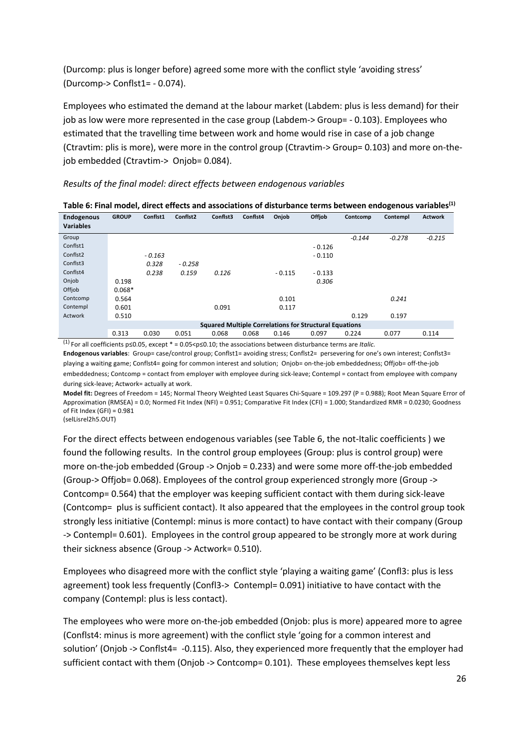(Durcomp: plus is longer before) agreed some more with the conflict style 'avoiding stress' (Durcomp-> Conflst1= - 0.074).

Employees who estimated the demand at the labour market (Labdem: plus is less demand) for their job as low were more represented in the case group (Labdem-> Group= - 0.103). Employees who estimated that the travelling time between work and home would rise in case of a job change (Ctravtim: plis is more), were more in the control group (Ctravtim-> Group= 0.103) and more on-the-job embedded (Ctravtim-> Onjob= 0.084).

*Results of the final model: direct effects between endogenous variables*

**Table 6: Final model, direct effects and associations of disturbance terms between endogenous variables[(1)]**

| Endogenous Variables | GROUP | Conflst1 | Conflst2 | Conflst3 | Conflst4 | Onjob | Offjob | Contcomp | Contempl | Actwork |
|---|---|---|---|---|---|---|---|---|---|---|
| Group | | | | | | | | *-0.144* | *-0.278* | *-0.215* |
| Conflst1 | | | | | | | - 0.126 | | | |
| Conflst2 | | *- 0.163* | | | | | - 0.110 | | | |
| Conflst3 | | *0.328* | *- 0.258* | | | | | | | |
| Conflst4 | | *0.238* | *0.159* | *0.126* | | - 0.115 | - 0.133 | | | |
| Onjob | 0.198 | | | | | | *0.306* | | | |
| Offjob | 0.068* | | | | | | | | | |
| Contcomp | 0.564 | | | | | 0.101 | | | *0.241* | |
| Contempl | 0.601 | | | 0.091 | | 0.117 | | | | |
| Actwork | 0.510 | | | | | | | 0.129 | 0.197 | |
| **Squared Multiple Correlations for Structural Equations** | | | | | | | | | | |
| | 0.313 | 0.030 | 0.051 | 0.068 | 0.068 | 0.146 | 0.097 | 0.224 | 0.077 | 0.114 |

(1) For all coefficients p≤0.05, except * = 0.05<p≤0.10; the associations between disturbance terms are *Italic.*

**Endogenous variables**: Group= case/control group; Conflst1= avoiding stress; Conflst2= persevering for one's own interest; Conflst3= playing a waiting game; Conflst4= going for common interest and solution; Onjob= on-the-job embeddedness; Offjob= off-the-job embeddedness; Contcomp = contact from employer with employee during sick-leave; Contempl = contact from employee with company during sick-leave; Actwork= actually at work.

**Model fit:** Degrees of Freedom = 145; Normal Theory Weighted Least Squares Chi-Square = 109.297 (P = 0.988); Root Mean Square Error of Approximation (RMSEA) = 0.0; Normed Fit Index (NFI) = 0.951; Comparative Fit Index (CFI) = 1.000; Standardized RMR = 0.0230; Goodness of Fit Index (GFI) = 0.981
(selLisrel2h5.OUT)

For the direct effects between endogenous variables (see Table 6, the not-Italic coefficients ) we found the following results. In the control group employees (Group: plus is control group) were more on-the-job embedded (Group -> Onjob = 0.233) and were some more off-the-job embedded (Group-> Offjob= 0.068). Employees of the control group experienced strongly more (Group -> Contcomp= 0.564) that the employer was keeping sufficient contact with them during sick-leave (Contcomp= plus is sufficient contact). It also appeared that the employees in the control group took strongly less initiative (Contempl: minus is more contact) to have contact with their company (Group -> Contempl= 0.601). Employees in the control group appeared to be strongly more at work during their sickness absence (Group -> Actwork= 0.510).

Employees who disagreed more with the conflict style 'playing a waiting game' (Confl3: plus is less agreement) took less frequently (Confl3-> Contempl= 0.091) initiative to have contact with the company (Contempl: plus is less contact).

The employees who were more on-the-job embedded (Onjob: plus is more) appeared more to agree (Conflst4: minus is more agreement) with the conflict style 'going for a common interest and solution' (Onjob -> Conflst4= -0.115). Also, they experienced more frequently that the employer had sufficient contact with them (Onjob -> Contcomp= 0.101). These employees themselves kept less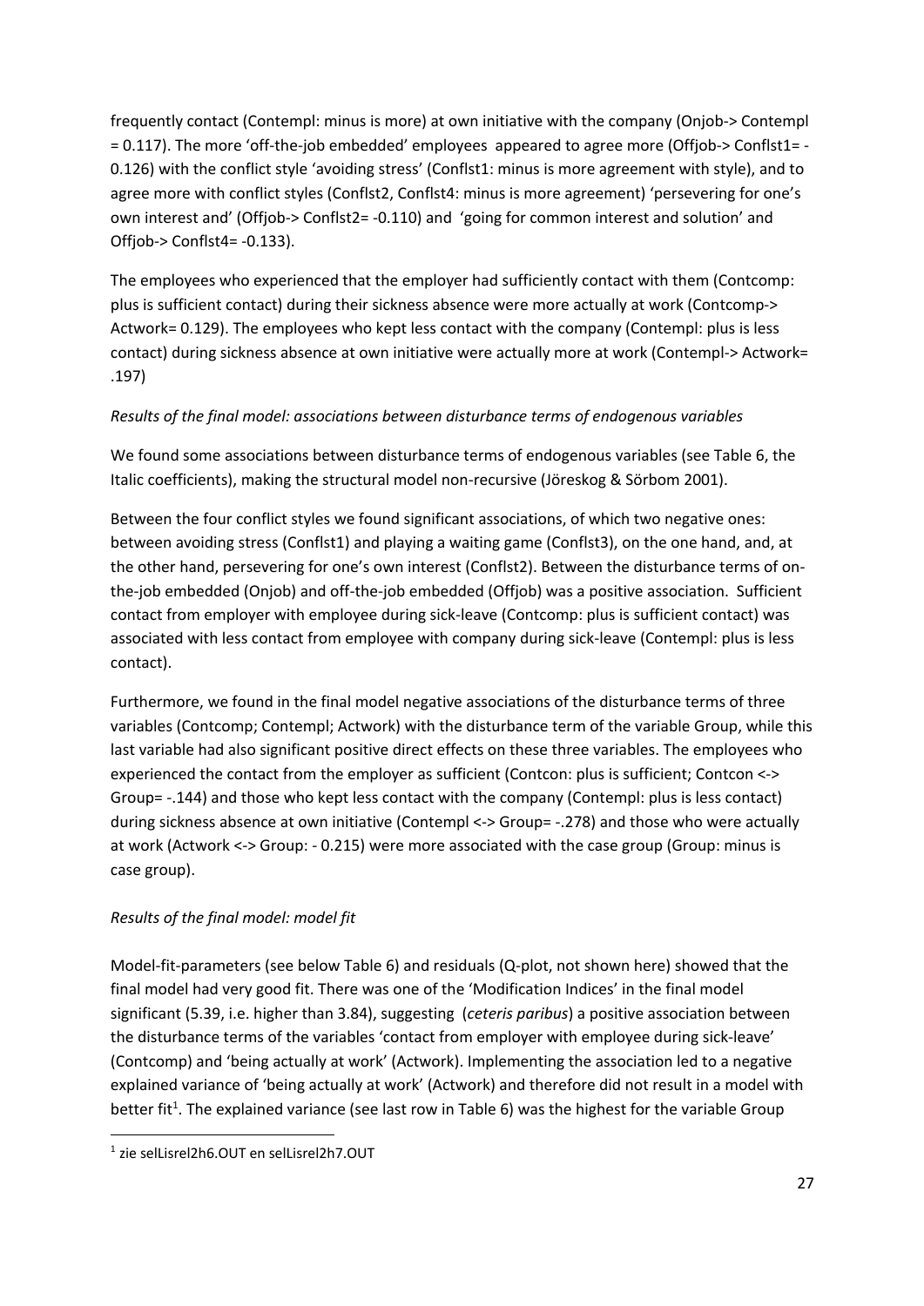frequently contact (Contempl: minus is more) at own initiative with the company (Onjob-> Contempl = 0.117). The more 'off-the-job embedded' employees appeared to agree more (Offjob-> Conflst1= -0.126) with the conflict style 'avoiding stress' (Conflst1: minus is more agreement with style), and to agree more with conflict styles (Conflst2, Conflst4: minus is more agreement) 'persevering for one's own interest and' (Offjob-> Conflst2= -0.110) and 'going for common interest and solution' and Offjob-> Conflst4= -0.133).

The employees who experienced that the employer had sufficiently contact with them (Contcomp: plus is sufficient contact) during their sickness absence were more actually at work (Contcomp-> Actwork= 0.129). The employees who kept less contact with the company (Contempl: plus is less contact) during sickness absence at own initiative were actually more at work (Contempl-> Actwork= .197)

*Results of the final model: associations between disturbance terms of endogenous variables*

We found some associations between disturbance terms of endogenous variables (see Table 6, the Italic coefficients), making the structural model non-recursive (Jöreskog & Sörbom 2001).

Between the four conflict styles we found significant associations, of which two negative ones: between avoiding stress (Conflst1) and playing a waiting game (Conflst3), on the one hand, and, at the other hand, persevering for one's own interest (Conflst2). Between the disturbance terms of on-the-job embedded (Onjob) and off-the-job embedded (Offjob) was a positive association. Sufficient contact from employer with employee during sick-leave (Contcomp: plus is sufficient contact) was associated with less contact from employee with company during sick-leave (Contempl: plus is less contact).

Furthermore, we found in the final model negative associations of the disturbance terms of three variables (Contcomp; Contempl; Actwork) with the disturbance term of the variable Group, while this last variable had also significant positive direct effects on these three variables. The employees who experienced the contact from the employer as sufficient (Contcon: plus is sufficient; Contcon <-> Group= -.144) and those who kept less contact with the company (Contempl: plus is less contact) during sickness absence at own initiative (Contempl <-> Group= -.278) and those who were actually at work (Actwork <-> Group: - 0.215) were more associated with the case group (Group: minus is case group).

*Results of the final model: model fit*

Model-fit-parameters (see below Table 6) and residuals (Q-plot, not shown here) showed that the final model had very good fit. There was one of the 'Modification Indices' in the final model significant (5.39, i.e. higher than 3.84), suggesting (*ceteris paribus*) a positive association between the disturbance terms of the variables 'contact from employer with employee during sick-leave' (Contcomp) and 'being actually at work' (Actwork). Implementing the association led to a negative explained variance of 'being actually at work' (Actwork) and therefore did not result in a model with better fit[1]. The explained variance (see last row in Table 6) was the highest for the variable Group

[1] zie selLisrel2h6.OUT en selLisrel2h7.OUT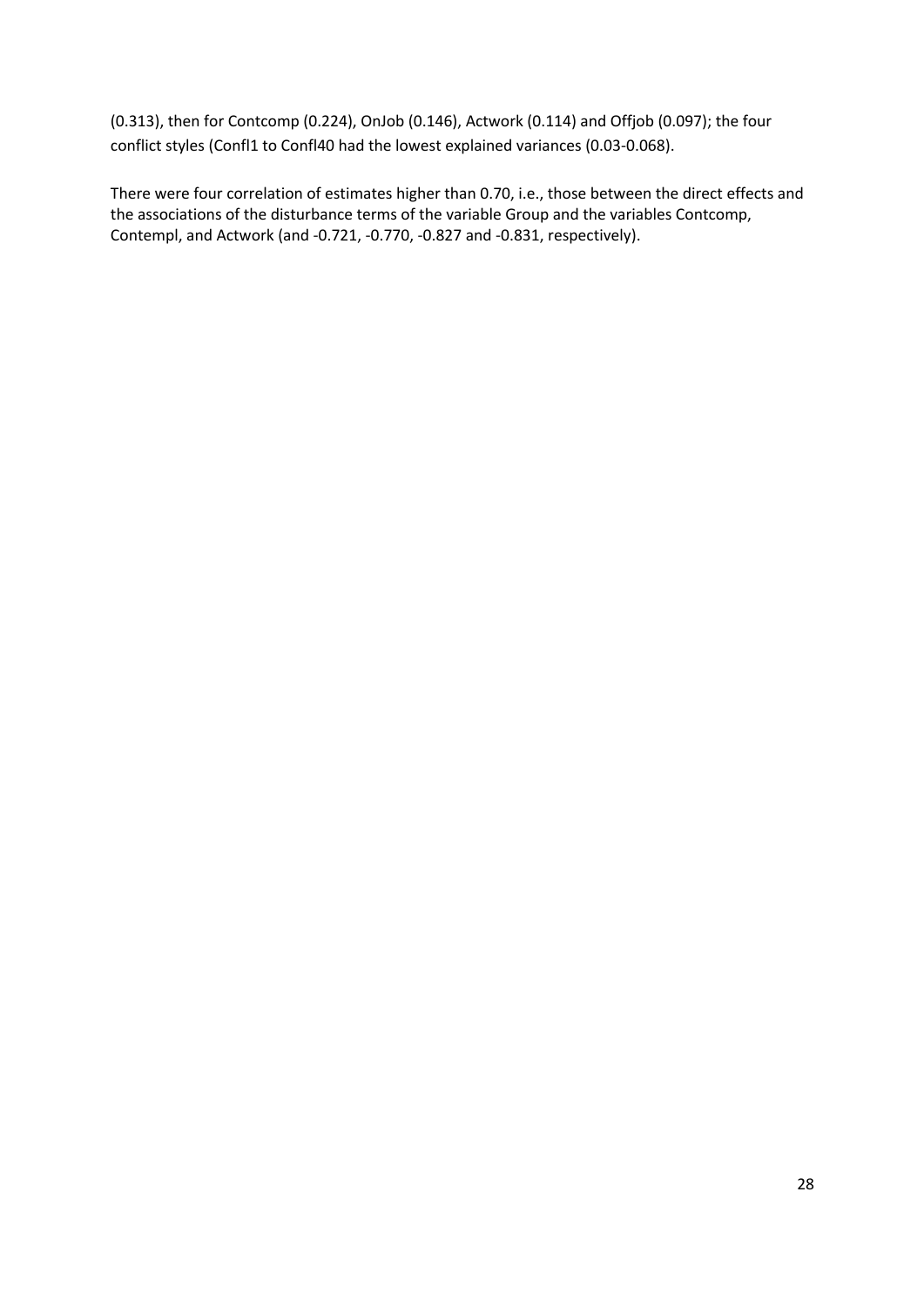(0.313), then for Contcomp (0.224), OnJob (0.146), Actwork (0.114) and Offjob (0.097); the four conflict styles (Confl1 to Confl40 had the lowest explained variances (0.03-0.068).

There were four correlation of estimates higher than 0.70, i.e., those between the direct effects and the associations of the disturbance terms of the variable Group and the variables Contcomp, Contempl, and Actwork (and -0.721, -0.770, -0.827 and -0.831, respectively).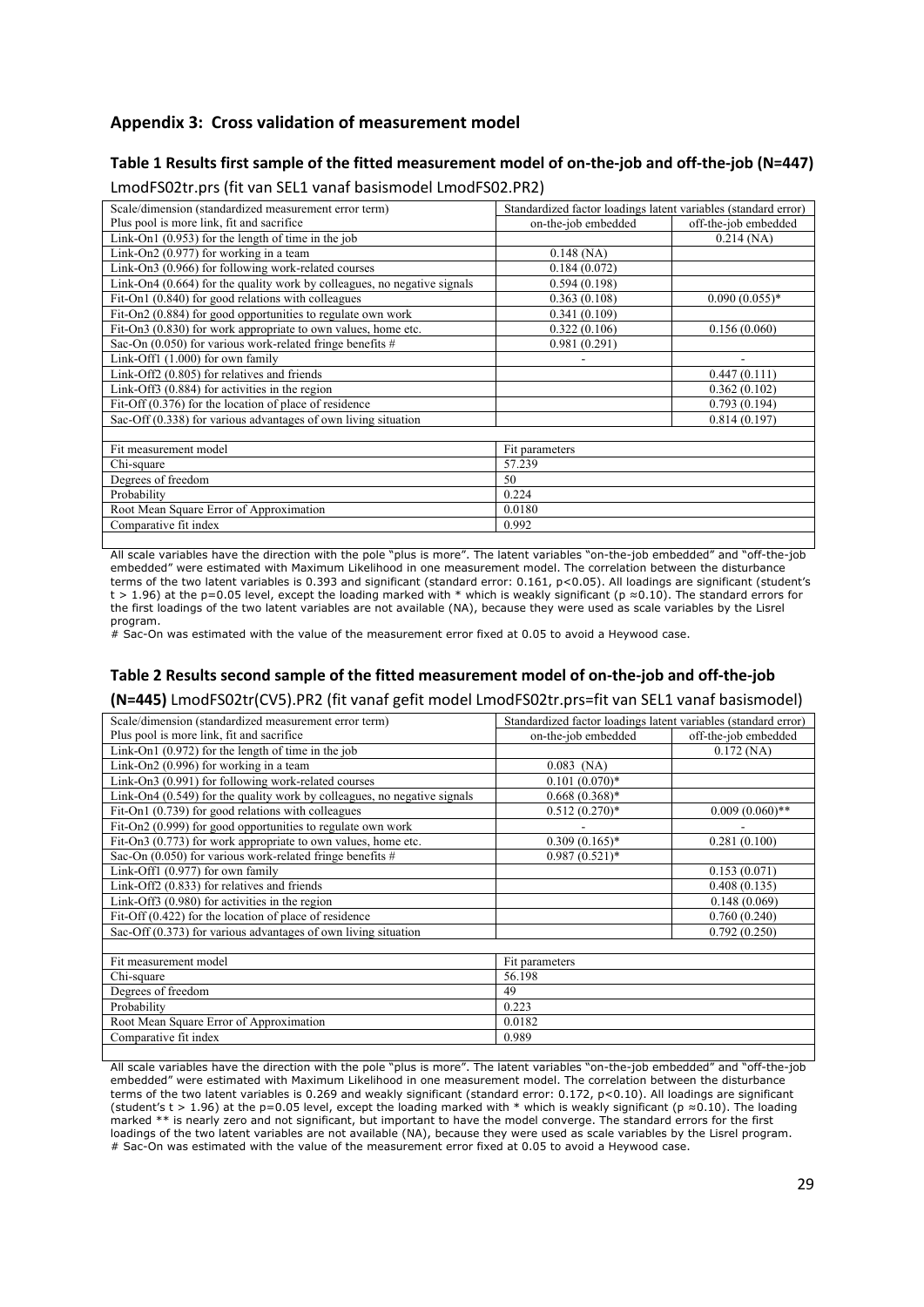## Appendix 3: Cross validation of measurement model

### Table 1 Results first sample of the fitted measurement model of on-the-job and off-the-job (N=447)

LmodFS02tr.prs (fit van SEL1 vanaf basismodel LmodFS02.PR2)

| Scale/dimension (standardized measurement error term) | Standardized factor loadings latent variables (standard error) | |
|---|---|---|
| Plus pool is more link, fit and sacrifice | on-the-job embedded | off-the-job embedded |
| Link-On1 (0.953) for the length of time in the job | | 0.214 (NA) |
| Link-On2 (0.977) for working in a team | 0.148 (NA) | |
| Link-On3 (0.966) for following work-related courses | 0.184 (0.072) | |
| Link-On4 (0.664) for the quality work by colleagues, no negative signals | 0.594 (0.198) | |
| Fit-On1 (0.840) for good relations with colleagues | 0.363 (0.108) | 0.090 (0.055)* |
| Fit-On2 (0.884) for good opportunities to regulate own work | 0.341 (0.109) | |
| Fit-On3 (0.830) for work appropriate to own values, home etc. | 0.322 (0.106) | 0.156 (0.060) |
| Sac-On (0.050) for various work-related fringe benefits # | 0.981 (0.291) | |
| Link-Off1 (1.000) for own family | - | - |
| Link-Off2 (0.805) for relatives and friends | | 0.447 (0.111) |
| Link-Off3 (0.884) for activities in the region | | 0.362 (0.102) |
| Fit-Off (0.376) for the location of place of residence | | 0.793 (0.194) |
| Sac-Off (0.338) for various advantages of own living situation | | 0.814 (0.197) |
| | | |
| Fit measurement model | Fit parameters | |
| Chi-square | 57.239 | |
| Degrees of freedom | 50 | |
| Probability | 0.224 | |
| Root Mean Square Error of Approximation | 0.0180 | |
| Comparative fit index | 0.992 | |

All scale variables have the direction with the pole "plus is more". The latent variables "on-the-job embedded" and "off-the-job embedded" were estimated with Maximum Likelihood in one measurement model. The correlation between the disturbance terms of the two latent variables is 0.393 and significant (standard error: 0.161, $p<0.05$). All loadings are significant (student's $t > 1.96$) at the $p=0.05$ level, except the loading marked with * which is weakly significant ($p \approx 0.10$). The standard errors for the first loadings of the two latent variables are not available (NA), because they were used as scale variables by the Lisrel program.
# Sac-On was estimated with the value of the measurement error fixed at 0.05 to avoid a Heywood case.

### Table 2 Results second sample of the fitted measurement model of on-the-job and off-the-job (N=445)

LmodFS02tr(CV5).PR2 (fit vanaf gefit model LmodFS02tr.prs=fit van SEL1 vanaf basismodel)

| Scale/dimension (standardized measurement error term) | Standardized factor loadings latent variables (standard error) | |
|---|---|---|
| Plus pool is more link, fit and sacrifice | on-the-job embedded | off-the-job embedded |
| Link-On1 (0.972) for the length of time in the job | | 0.172 (NA) |
| Link-On2 (0.996) for working in a team | 0.083 (NA) | |
| Link-On3 (0.991) for following work-related courses | 0.101 (0.070)* | |
| Link-On4 (0.549) for the quality work by colleagues, no negative signals | 0.668 (0.368)* | |
| Fit-On1 (0.739) for good relations with colleagues | 0.512 (0.270)* | 0.009 (0.060)** |
| Fit-On2 (0.999) for good opportunities to regulate own work | - | - |
| Fit-On3 (0.773) for work appropriate to own values, home etc. | 0.309 (0.165)* | 0.281 (0.100) |
| Sac-On (0.050) for various work-related fringe benefits # | 0.987 (0.521)* | |
| Link-Off1 (0.977) for own family | | 0.153 (0.071) |
| Link-Off2 (0.833) for relatives and friends | | 0.408 (0.135) |
| Link-Off3 (0.980) for activities in the region | | 0.148 (0.069) |
| Fit-Off (0.422) for the location of place of residence | | 0.760 (0.240) |
| Sac-Off (0.373) for various advantages of own living situation | | 0.792 (0.250) |
| | | |
| Fit measurement model | Fit parameters | |
| Chi-square | 56.198 | |
| Degrees of freedom | 49 | |
| Probability | 0.223 | |
| Root Mean Square Error of Approximation | 0.0182 | |
| Comparative fit index | 0.989 | |

All scale variables have the direction with the pole "plus is more". The latent variables "on-the-job embedded" and "off-the-job embedded" were estimated with Maximum Likelihood in one measurement model. The correlation between the disturbance terms of the two latent variables is 0.269 and weakly significant (standard error: 0.172, $p<0.10$). All loadings are significant (student's $t > 1.96$) at the $p=0.05$ level, except the loading marked with * which is weakly significant ($p \approx 0.10$). The loading marked ** is nearly zero and not significant, but important to have the model converge. The standard errors for the first loadings of the two latent variables are not available (NA), because they were used as scale variables by the Lisrel program.
# Sac-On was estimated with the value of the measurement error fixed at 0.05 to avoid a Heywood case.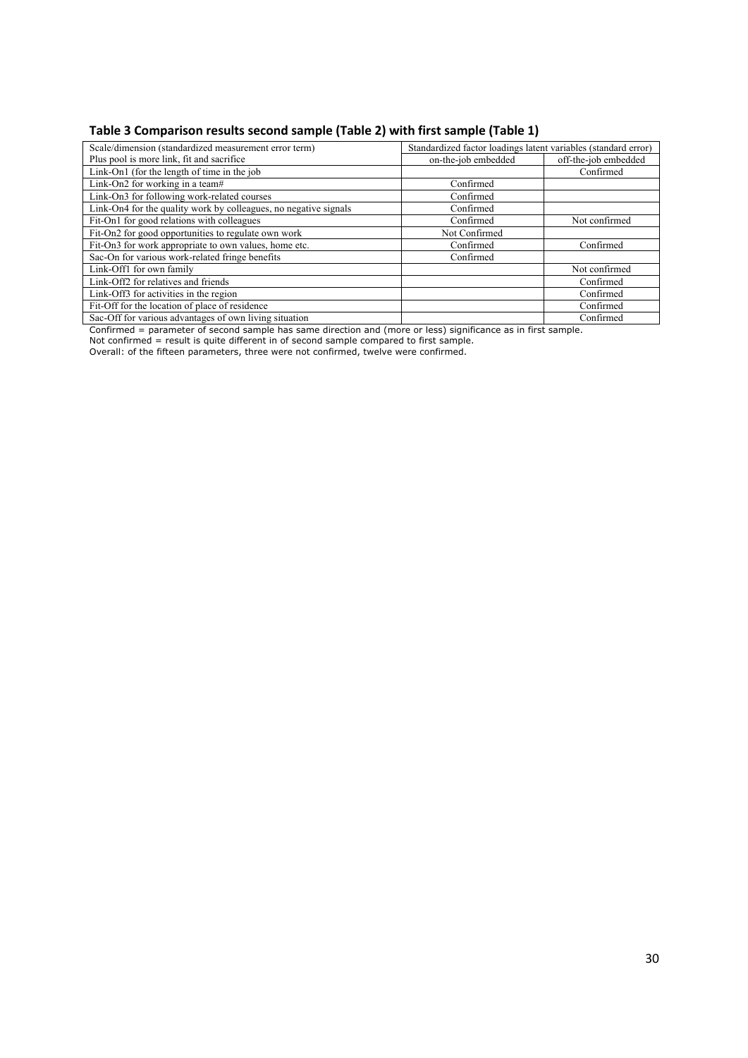**Table 3 Comparison results second sample (Table 2) with first sample (Table 1)**

| Scale/dimension (standardized measurement error term) | Standardized factor loadings latent variables (standard error) | |
|---|---|---|
| Plus pool is more link, fit and sacrifice | on-the-job embedded | off-the-job embedded |
| Link-On1 (for the length of time in the job | | Confirmed |
| Link-On2 for working in a team# | Confirmed | |
| Link-On3 for following work-related courses | Confirmed | |
| Link-On4 for the quality work by colleagues, no negative signals | Confirmed | |
| Fit-On1 for good relations with colleagues | Confirmed | Not confirmed |
| Fit-On2 for good opportunities to regulate own work | Not Confirmed | |
| Fit-On3 for work appropriate to own values, home etc. | Confirmed | Confirmed |
| Sac-On for various work-related fringe benefits | Confirmed | |
| Link-Off1 for own family | | Not confirmed |
| Link-Off2 for relatives and friends | | Confirmed |
| Link-Off3 for activities in the region | | Confirmed |
| Fit-Off for the location of place of residence | | Confirmed |
| Sac-Off for various advantages of own living situation | | Confirmed |

Confirmed = parameter of second sample has same direction and (more or less) significance as in first sample.
Not confirmed = result is quite different in of second sample compared to first sample.
Overall: of the fifteen parameters, three were not confirmed, twelve were confirmed.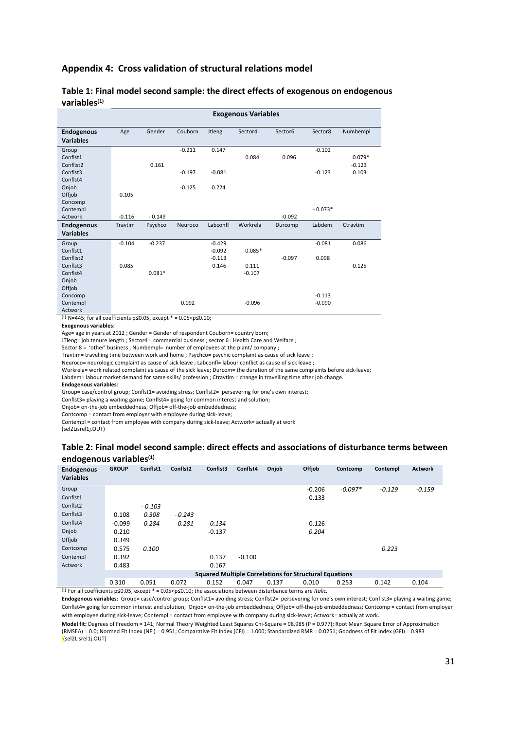## Appendix 4: Cross validation of structural relations model

### Table 1: Final model second sample: the direct effects of exogenous on endogenous variables[(1)]

| | Exogenous Variables | | | | | | | |
|---|---|---|---|---|---|---|---|---|
| **Endogenous Variables** | Age | Gender | Couborn | Jtleng | Sector4 | Sector6 | Sector8 | Numbempl |
| Group | | | -0.211 | 0.147 | | | -0.102 | |
| Conflst1 | | | | | 0.084 | 0.096 | | 0.079* |
| Conflist2 | | 0.161 | | | | | | -0.123 |
| Conflst3 | | | -0.197 | -0.081 | | | -0.123 | 0.103 |
| Conflst4 | | | | | | | | |
| Onjob | | | -0.125 | 0.224 | | | | |
| Offjob | 0.105 | | | | | | | |
| Concomp | | | | | | | | |
| Contempl | | | | | | | - 0.073* | |
| Actwork | -0.116 | - 0.149 | | | | -0.092 | | |
| **Endogenous Variables** | Travtim | Psychco | Neuroco | Labconfl | Workrela | Durcomp | Labdem | Ctravtim |
| Group | -0.104 | -0.237 | | -0.429 | | | -0.081 | 0.086 |
| Conflst1 | | | | -0.092 | 0.085* | | | |
| Conflist2 | | | | -0.113 | | -0.097 | 0.098 | |
| Conflst3 | 0.085 | | | 0.146 | 0.111 | | | 0.125 |
| Conflst4 | | 0.081* | | | -0.107 | | | |
| Onjob | | | | | | | | |
| Offjob | | | | | | | | |
| Concomp | | | | | | | -0.113 | |
| Contempl | | | 0.092 | | -0.096 | | -0.090 | |
| Actwork | | | | | | | | |

[(1)] N=445; for all coefficients p≤0.05, except * = 0.05<p≤0.10;

**Exogenous variables**:

Age= age in years at 2012 ; Gender = Gender of respondent Couborn= country born;
JTleng= job tenure length ; Sector4= commercial business ; sector 6= Health Care and Welfare ;
Sector 8 = 'other' business ; Numbempl= number of employees at the plant/ company ;
Travtim= travelling time between work and home ; Psychco= psychic complaint as cause of sick leave ;
Neuroco= neurologic complaint as cause of sick leave ; Labconfl= labour conflict as cause of sick leave ;
Workrela= work related complaint as cause of the sick leave; Durcom= the duration of the same complaints before sick-leave;
Labdem= labour market demand for same skills/ profession ; Ctravtim = change in travelling time after job change.

**Endogenous variables**:

Group= case/control group; Conflst1= avoiding stress; Conflst2= persevering for one's own interest;
Conflst3= playing a waiting game; Conflst4= going for common interest and solution;
Onjob= on-the-job embeddedness; Offjob= off-the-job embeddedness;
Contcomp = contact from employer with employee during sick-leave;
Contempl = contact from employee with company during sick-leave; Actwork= actually at work
(sel2Lisrel1j.OUT)

### Table 2: Final model second sample: direct effects and associations of disturbance terms between endogenous variables[(1)]

| **Endogenous Variables** | **GROUP** | **Conflst1** | **Conflst2** | **Conflst3** | **Conflst4** | **Onjob** | **Offjob** | **Contcomp** | **Contempl** | **Actwork** |
|---|---|---|---|---|---|---|---|---|---|---|
| Group | | | | | | | -0.206 | *-0.097** | *-0.129* | *-0.159* |
| Conflst1 | | | | | | | - 0.133 | | | |
| Conflst2 | | *- 0.103* | | | | | | | | |
| Conflst3 | 0.108 | *0.308* | *- 0.243* | | | | | | | |
| Conflst4 | -0.099 | *0.284* | *0.281* | *0.134* | | | - 0.126 | | | |
| Onjob | 0.210 | | | -0.137 | | | *0.204* | | | |
| Offjob | 0.349 | | | | | | | | | |
| Contcomp | 0.575 | *0.100* | | | | | | | *0.223* | |
| Contempl | 0.392 | | | 0.137 | -0.100 | | | | | |
| Actwork | 0.483 | | | 0.167 | | | | | | |
| | **Squared Multiple Correlations for Structural Equations** | | | | | | | | | |
| | 0.310 | 0.051 | 0.072 | 0.152 | 0.047 | 0.137 | 0.010 | 0.253 | 0.142 | 0.104 |

[(1)] For all coefficients p≤0.05, except * = 0.05<p≤0.10; the associations between disturbance terms are *Italic.*

**Endogenous variables**: Group= case/control group; Conflst1= avoiding stress; Conflst2= persevering for one's own interest; Conflst3= playing a waiting game; Conflst4= going for common interest and solution; Onjob= on-the-job embeddedness; Offjob= off-the-job embeddedness; Contcomp = contact from employer with employee during sick-leave; Contempl = contact from employee with company during sick-leave; Actwork= actually at work.

**Model fit:** Degrees of Freedom = 141; Normal Theory Weighted Least Squares Chi-Square = 98.985 (P = 0.977); Root Mean Square Error of Approximation (RMSEA) = 0.0; Normed Fit Index (NFI) = 0.951; Comparative Fit Index (CFI) = 1.000; Standardized RMR = 0.0251; Goodness of Fit Index (GFI) = 0.983 (sel2Lisrel1j.OUT)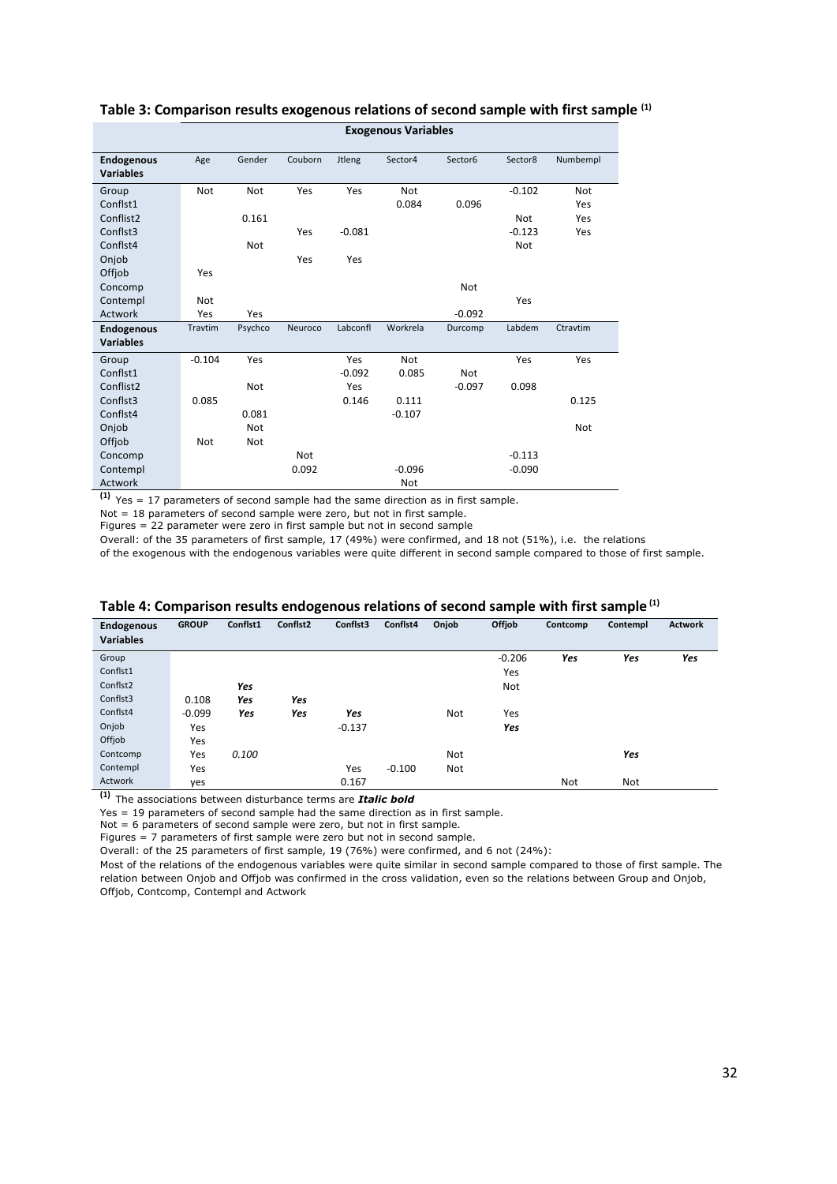### Table 3: Comparison results exogenous relations of second sample with first sample [(1)]

| | Exogenous Variables | | | | | | | |
|---|---|---|---|---|---|---|---|---|
| **Endogenous Variables** | Age | Gender | Couborn | Jtleng | Sector4 | Sector6 | Sector8 | Numbempl |
| Group | Not | Not | Yes | Yes | Not | | -0.102 | Not |
| Conflst1 | | | | | 0.084 | 0.096 | | Yes |
| Conflist2 | | 0.161 | | | | | Not | Yes |
| Conflst3 | | | Yes | -0.081 | | | -0.123 | Yes |
| Conflst4 | | Not | | | | | Not | |
| Onjob | | | Yes | Yes | | | | |
| Offjob | Yes | | | | | | | |
| Concomp | | | | | | Not | | |
| Contempl | Not | | | | | | Yes | |
| Actwork | Yes | Yes | | | | -0.092 | | |
| **Endogenous Variables** | Travtim | Psychco | Neuroco | Labconfl | Workrela | Durcomp | Labdem | Ctravtim |
| Group | -0.104 | Yes | | Yes | Not | | Yes | Yes |
| Conflst1 | | | | -0.092 | 0.085 | Not | | |
| Conflist2 | | Not | | Yes | | -0.097 | 0.098 | |
| Conflst3 | 0.085 | | | 0.146 | 0.111 | | | 0.125 |
| Conflst4 | | 0.081 | | | -0.107 | | | |
| Onjob | | Not | | | | | | Not |
| Offjob | Not | Not | | | | | | |
| Concomp | | | Not | | | | -0.113 | |
| Contempl | | | 0.092 | | -0.096 | | -0.090 | |
| Actwork | | | | | Not | | | |

[(1)] Yes = 17 parameters of second sample had the same direction as in first sample.

Not = 18 parameters of second sample were zero, but not in first sample.

Figures = 22 parameter were zero in first sample but not in second sample

Overall: of the 35 parameters of first sample, 17 (49%) were confirmed, and 18 not (51%), i.e. the relations of the exogenous with the endogenous variables were quite different in second sample compared to those of first sample.

### Table 4: Comparison results endogenous relations of second sample with first sample [(1)]

| Endogenous Variables | GROUP | Conflst1 | Conflst2 | Conflst3 | Conflst4 | Onjob | Offjob | Contcomp | Contempl | Actwork |
|---|---|---|---|---|---|---|---|---|---|---|
| Group | | | | | | | -0.206 | ***Yes*** | ***Yes*** | ***Yes*** |
| Conflst1 | | | | | | | Yes | | | |
| Conflst2 | | ***Yes*** | | | | | Not | | | |
| Conflst3 | 0.108 | ***Yes*** | ***Yes*** | | | | | | | |
| Conflst4 | -0.099 | ***Yes*** | ***Yes*** | ***Yes*** | | Not | Yes | | | |
| Onjob | Yes | | | -0.137 | | | ***Yes*** | | | |
| Offjob | Yes | | | | | | | | | |
| Contcomp | Yes | ***0.100*** | | | | Not | | | ***Yes*** | |
| Contempl | Yes | | | Yes | -0.100 | Not | | | | |
| Actwork | yes | | | 0.167 | | | | Not | Not | |

[(1)] The associations between disturbance terms are ***Italic bold***

Yes = 19 parameters of second sample had the same direction as in first sample.

Not = 6 parameters of second sample were zero, but not in first sample.

Figures = 7 parameters of first sample were zero but not in second sample.

Overall: of the 25 parameters of first sample, 19 (76%) were confirmed, and 6 not (24%):

Most of the relations of the endogenous variables were quite similar in second sample compared to those of first sample. The relation between Onjob and Offjob was confirmed in the cross validation, even so the relations between Group and Onjob, Offjob, Contcomp, Contempl and Actwork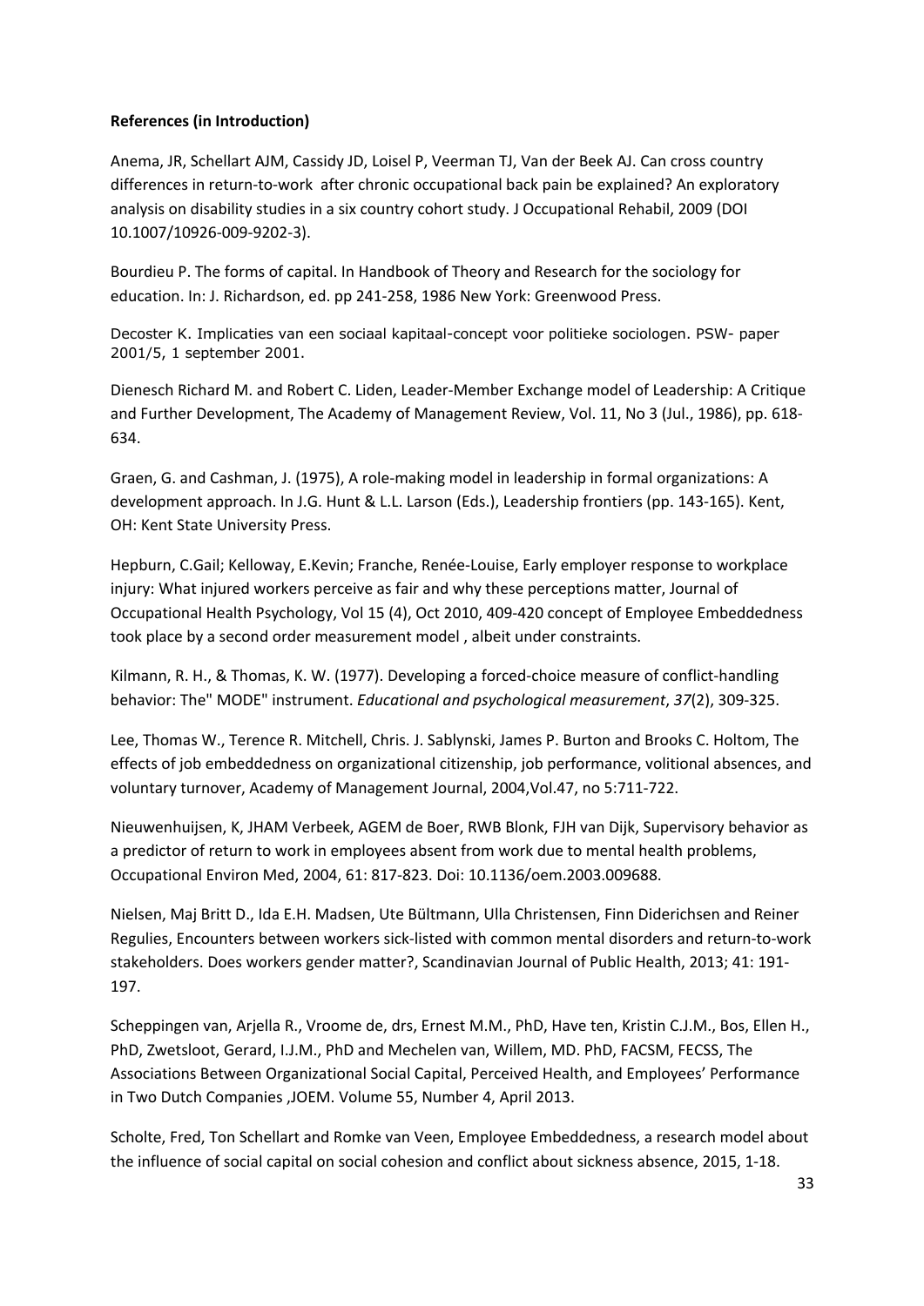**References (in Introduction)**

Anema, JR, Schellart AJM, Cassidy JD, Loisel P, Veerman TJ, Van der Beek AJ. Can cross country differences in return-to-work after chronic occupational back pain be explained? An exploratory analysis on disability studies in a six country cohort study. J Occupational Rehabil, 2009 (DOI 10.1007/10926-009-9202-3).

Bourdieu P. The forms of capital. In Handbook of Theory and Research for the sociology for education. In: J. Richardson, ed. pp 241-258, 1986 New York: Greenwood Press.

Decoster K. Implicaties van een sociaal kapitaal-concept voor politieke sociologen. PSW- paper 2001/5, 1 september 2001.

Dienesch Richard M. and Robert C. Liden, Leader-Member Exchange model of Leadership: A Critique and Further Development, The Academy of Management Review, Vol. 11, No 3 (Jul., 1986), pp. 618-634.

Graen, G. and Cashman, J. (1975), A role-making model in leadership in formal organizations: A development approach. In J.G. Hunt & L.L. Larson (Eds.), Leadership frontiers (pp. 143-165). Kent, OH: Kent State University Press.

Hepburn, C.Gail; Kelloway, E.Kevin; Franche, Renée-Louise, Early employer response to workplace injury: What injured workers perceive as fair and why these perceptions matter, Journal of Occupational Health Psychology, Vol 15 (4), Oct 2010, 409-420 concept of Employee Embeddedness took place by a second order measurement model , albeit under constraints.

Kilmann, R. H., & Thomas, K. W. (1977). Developing a forced-choice measure of conflict-handling behavior: The" MODE" instrument. *Educational and psychological measurement*, *37*(2), 309-325.

Lee, Thomas W., Terence R. Mitchell, Chris. J. Sablynski, James P. Burton and Brooks C. Holtom, The effects of job embeddedness on organizational citizenship, job performance, volitional absences, and voluntary turnover, Academy of Management Journal, 2004,Vol.47, no 5:711-722.

Nieuwenhuijsen, K, JHAM Verbeek, AGEM de Boer, RWB Blonk, FJH van Dijk, Supervisory behavior as a predictor of return to work in employees absent from work due to mental health problems, Occupational Environ Med, 2004, 61: 817-823. Doi: 10.1136/oem.2003.009688.

Nielsen, Maj Britt D., Ida E.H. Madsen, Ute Bültmann, Ulla Christensen, Finn Diderichsen and Reiner Regulies, Encounters between workers sick-listed with common mental disorders and return-to-work stakeholders. Does workers gender matter?, Scandinavian Journal of Public Health, 2013; 41: 191-197.

Scheppingen van, Arjella R., Vroome de, drs, Ernest M.M., PhD, Have ten, Kristin C.J.M., Bos, Ellen H., PhD, Zwetsloot, Gerard, I.J.M., PhD and Mechelen van, Willem, MD. PhD, FACSM, FECSS, The Associations Between Organizational Social Capital, Perceived Health, and Employees' Performance in Two Dutch Companies ,JOEM. Volume 55, Number 4, April 2013.

Scholte, Fred, Ton Schellart and Romke van Veen, Employee Embeddedness, a research model about the influence of social capital on social cohesion and conflict about sickness absence, 2015, 1-18.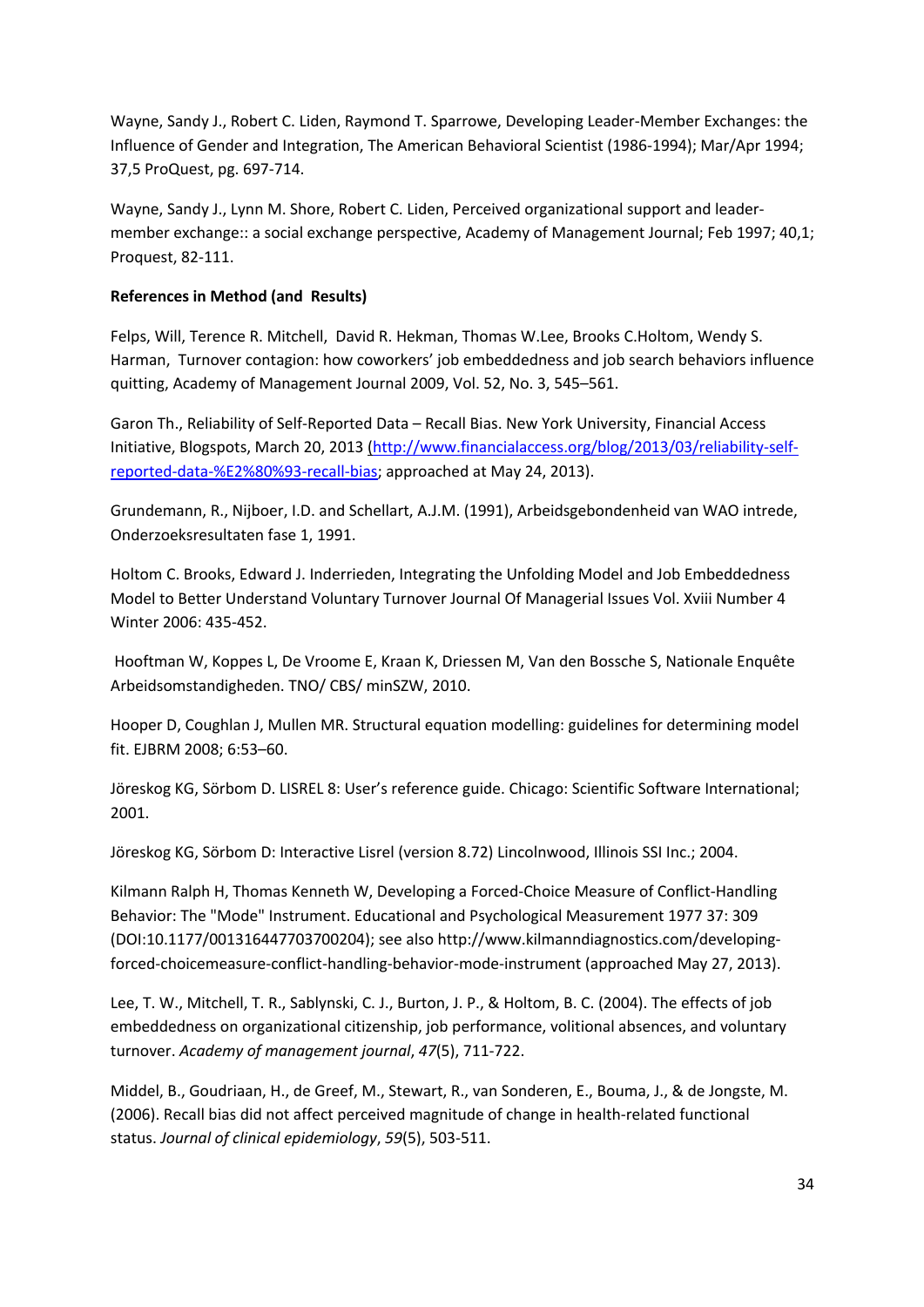Wayne, Sandy J., Robert C. Liden, Raymond T. Sparrowe, Developing Leader-Member Exchanges: the Influence of Gender and Integration, The American Behavioral Scientist (1986-1994); Mar/Apr 1994; 37,5 ProQuest, pg. 697-714.

Wayne, Sandy J., Lynn M. Shore, Robert C. Liden, Perceived organizational support and leader-member exchange:: a social exchange perspective, Academy of Management Journal; Feb 1997; 40,1; Proquest, 82-111.

**References in Method (and Results)**

Felps, Will, Terence R. Mitchell, David R. Hekman, Thomas W.Lee, Brooks C.Holtom, Wendy S. Harman, Turnover contagion: how coworkers' job embeddedness and job search behaviors influence quitting, Academy of Management Journal 2009, Vol. 52, No. 3, 545–561.

Garon Th., Reliability of Self-Reported Data – Recall Bias. New York University, Financial Access Initiative, Blogspots, March 20, 2013 ([http://www.financialaccess.org/blog/2013/03/reliability-self-reported-data-%E2%80%93-recall-bias](http://www.financialaccess.org/blog/2013/03/reliability-self-reported-data-%E2%80%93-recall-bias); approached at May 24, 2013).

Grundemann, R., Nijboer, I.D. and Schellart, A.J.M. (1991), Arbeidsgebondenheid van WAO intrede, Onderzoeksresultaten fase 1, 1991.

Holtom C. Brooks, Edward J. Inderrieden, Integrating the Unfolding Model and Job Embeddedness Model to Better Understand Voluntary Turnover Journal Of Managerial Issues Vol. Xviii Number 4 Winter 2006: 435-452.

Hooftman W, Koppes L, De Vroome E, Kraan K, Driessen M, Van den Bossche S, Nationale Enquête Arbeidsomstandigheden. TNO/ CBS/ minSZW, 2010.

Hooper D, Coughlan J, Mullen MR. Structural equation modelling: guidelines for determining model fit. EJBRM 2008; 6:53–60.

Jöreskog KG, Sörbom D. LISREL 8: User's reference guide. Chicago: Scientific Software International; 2001.

Jöreskog KG, Sörbom D: Interactive Lisrel (version 8.72) Lincolnwood, Illinois SSI Inc.; 2004.

Kilmann Ralph H, Thomas Kenneth W, Developing a Forced-Choice Measure of Conflict-Handling Behavior: The "Mode" Instrument. Educational and Psychological Measurement 1977 37: 309 (DOI:10.1177/001316447703700204); see also http://www.kilmanndiagnostics.com/developing-forced-choicemeasure-conflict-handling-behavior-mode-instrument (approached May 27, 2013).

Lee, T. W., Mitchell, T. R., Sablynski, C. J., Burton, J. P., & Holtom, B. C. (2004). The effects of job embeddedness on organizational citizenship, job performance, volitional absences, and voluntary turnover. *Academy of management journal*, *47*(5), 711-722.

Middel, B., Goudriaan, H., de Greef, M., Stewart, R., van Sonderen, E., Bouma, J., & de Jongste, M. (2006). Recall bias did not affect perceived magnitude of change in health-related functional status. *Journal of clinical epidemiology*, *59*(5), 503-511.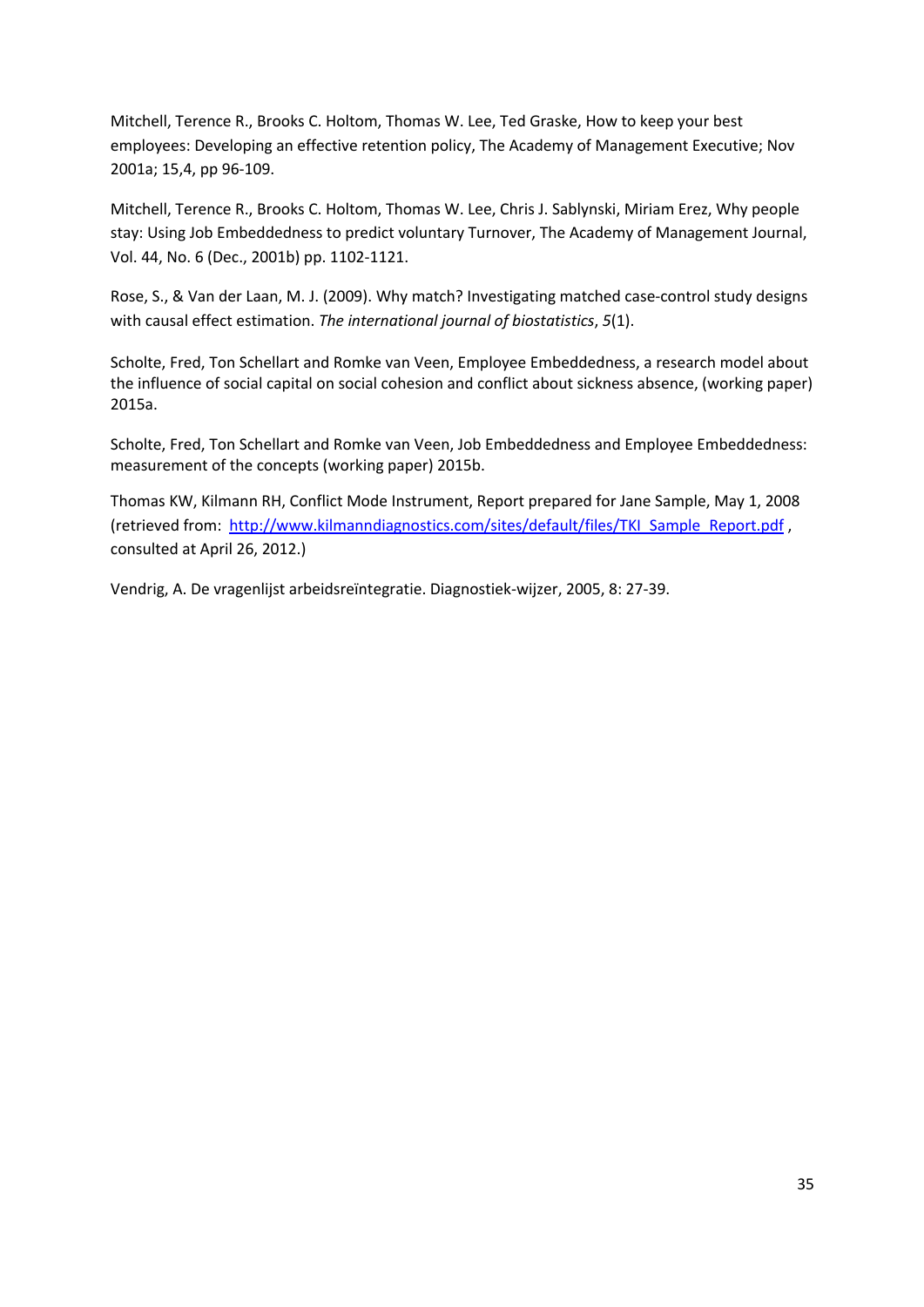Mitchell, Terence R., Brooks C. Holtom, Thomas W. Lee, Ted Graske, How to keep your best employees: Developing an effective retention policy, The Academy of Management Executive; Nov 2001a; 15,4, pp 96-109.

Mitchell, Terence R., Brooks C. Holtom, Thomas W. Lee, Chris J. Sablynski, Miriam Erez, Why people stay: Using Job Embeddedness to predict voluntary Turnover, The Academy of Management Journal, Vol. 44, No. 6 (Dec., 2001b) pp. 1102-1121.

Rose, S., & Van der Laan, M. J. (2009). Why match? Investigating matched case-control study designs with causal effect estimation. *The international journal of biostatistics*, *5*(1).

Scholte, Fred, Ton Schellart and Romke van Veen, Employee Embeddedness, a research model about the influence of social capital on social cohesion and conflict about sickness absence, (working paper) 2015a.

Scholte, Fred, Ton Schellart and Romke van Veen, Job Embeddedness and Employee Embeddedness: measurement of the concepts (working paper) 2015b.

Thomas KW, Kilmann RH, Conflict Mode Instrument, Report prepared for Jane Sample, May 1, 2008 (retrieved from: [http://www.kilmanndiagnostics.com/sites/default/files/TKI_Sample_Report.pdf](http://www.kilmanndiagnostics.com/sites/default/files/TKI_Sample_Report.pdf) , consulted at April 26, 2012.)

Vendrig, A. De vragenlijst arbeidsreïntegratie. Diagnostiek-wijzer, 2005, 8: 27-39.